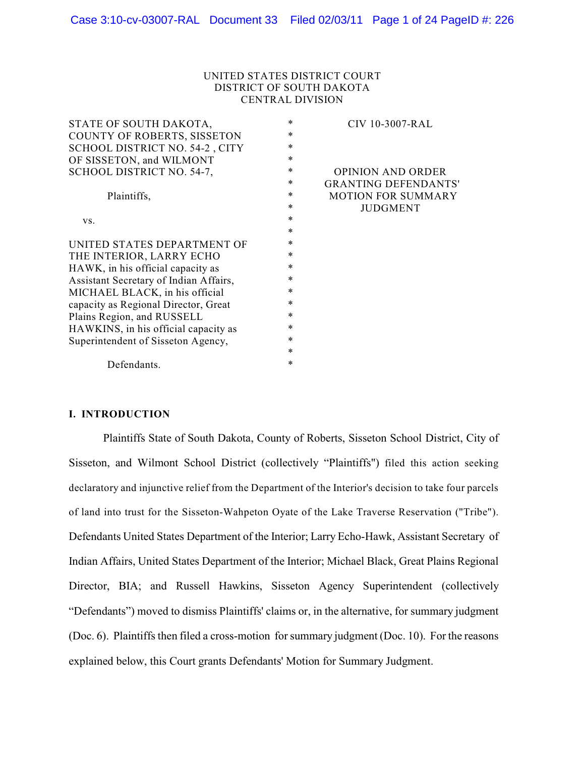UNITED STATES DISTRICT COURT
DISTRICT OF SOUTH DAKOTA
CENTRAL DIVISION

| | | |
|---|---|---|
| STATE OF SOUTH DAKOTA, COUNTY OF ROBERTS, SISSETON SCHOOL DISTRICT NO. 54-2 , CITY OF SISSETON, and WILMONT SCHOOL DISTRICT NO. 54-7,<br><br>Plaintiffs,<br><br>vs.<br><br>UNITED STATES DEPARTMENT OF THE INTERIOR, LARRY ECHO HAWK, in his official capacity as Assistant Secretary of Indian Affairs, MICHAEL BLACK, in his official capacity as Regional Director, Great Plains Region, and RUSSELL HAWKINS, in his official capacity as Superintendent of Sisseton Agency,<br><br>Defendants. | * | CIV 10-3007-RAL<br><br>OPINION AND ORDER GRANTING DEFENDANTS' MOTION FOR SUMMARY JUDGMENT |

## I. INTRODUCTION

Plaintiffs State of South Dakota, County of Roberts, Sisseton School District, City of Sisseton, and Wilmont School District (collectively "Plaintiffs") filed this action seeking declaratory and injunctive relief from the Department of the Interior's decision to take four parcels of land into trust for the Sisseton-Wahpeton Oyate of the Lake Traverse Reservation ("Tribe"). Defendants United States Department of the Interior; Larry Echo-Hawk, Assistant Secretary of Indian Affairs, United States Department of the Interior; Michael Black, Great Plains Regional Director, BIA; and Russell Hawkins, Sisseton Agency Superintendent (collectively "Defendants") moved to dismiss Plaintiffs' claims or, in the alternative, for summary judgment (Doc. 6). Plaintiffs then filed a cross-motion for summary judgment (Doc. 10). For the reasons explained below, this Court grants Defendants' Motion for Summary Judgment.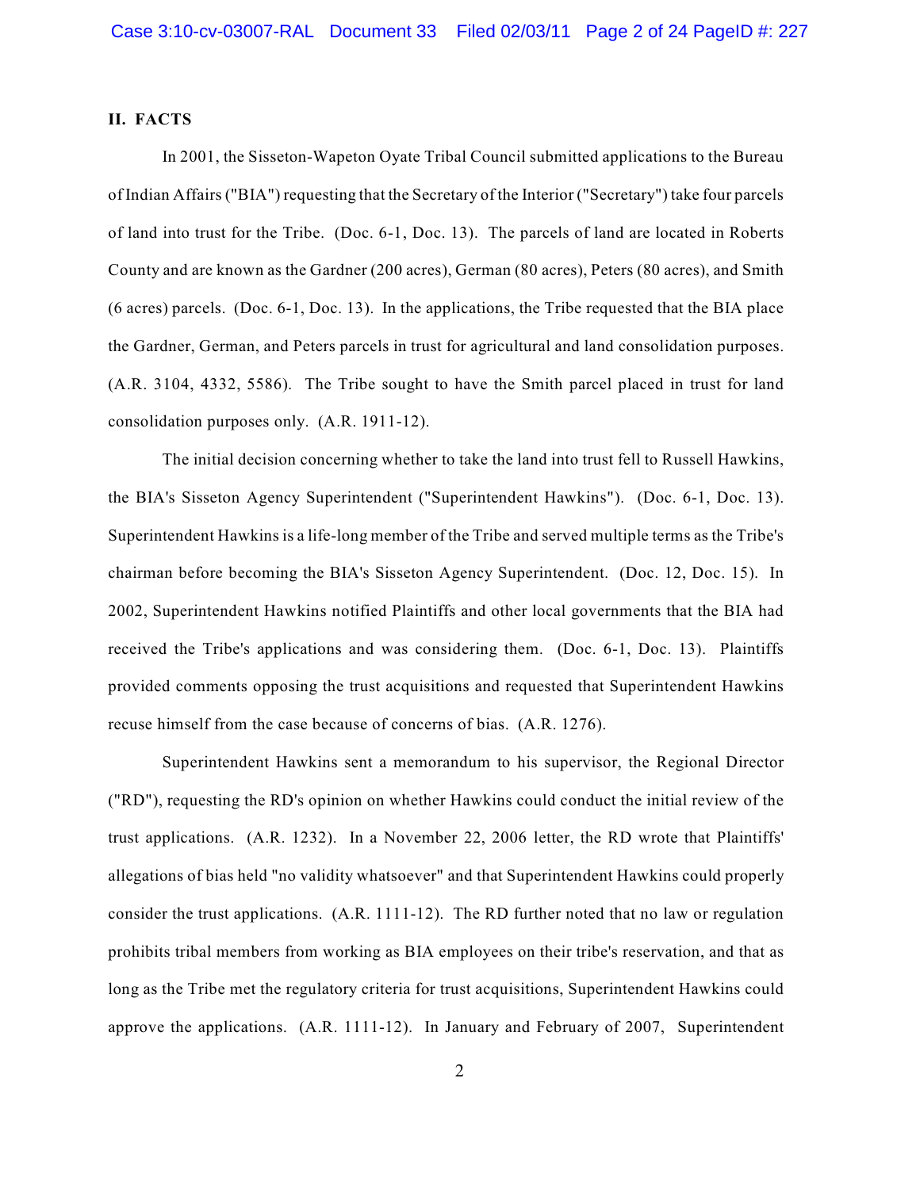## II. FACTS

In 2001, the Sisseton-Wapeton Oyate Tribal Council submitted applications to the Bureau of Indian Affairs ("BIA") requesting that the Secretary of the Interior ("Secretary") take four parcels of land into trust for the Tribe. (Doc. 6-1, Doc. 13). The parcels of land are located in Roberts County and are known as the Gardner (200 acres), German (80 acres), Peters (80 acres), and Smith (6 acres) parcels. (Doc. 6-1, Doc. 13). In the applications, the Tribe requested that the BIA place the Gardner, German, and Peters parcels in trust for agricultural and land consolidation purposes. (A.R. 3104, 4332, 5586). The Tribe sought to have the Smith parcel placed in trust for land consolidation purposes only. (A.R. 1911-12).

The initial decision concerning whether to take the land into trust fell to Russell Hawkins, the BIA's Sisseton Agency Superintendent ("Superintendent Hawkins"). (Doc. 6-1, Doc. 13). Superintendent Hawkins is a life-long member of the Tribe and served multiple terms as the Tribe's chairman before becoming the BIA's Sisseton Agency Superintendent. (Doc. 12, Doc. 15). In 2002, Superintendent Hawkins notified Plaintiffs and other local governments that the BIA had received the Tribe's applications and was considering them. (Doc. 6-1, Doc. 13). Plaintiffs provided comments opposing the trust acquisitions and requested that Superintendent Hawkins recuse himself from the case because of concerns of bias. (A.R. 1276).

Superintendent Hawkins sent a memorandum to his supervisor, the Regional Director ("RD"), requesting the RD's opinion on whether Hawkins could conduct the initial review of the trust applications. (A.R. 1232). In a November 22, 2006 letter, the RD wrote that Plaintiffs' allegations of bias held "no validity whatsoever" and that Superintendent Hawkins could properly consider the trust applications. (A.R. 1111-12). The RD further noted that no law or regulation prohibits tribal members from working as BIA employees on their tribe's reservation, and that as long as the Tribe met the regulatory criteria for trust acquisitions, Superintendent Hawkins could approve the applications. (A.R. 1111-12). In January and February of 2007, Superintendent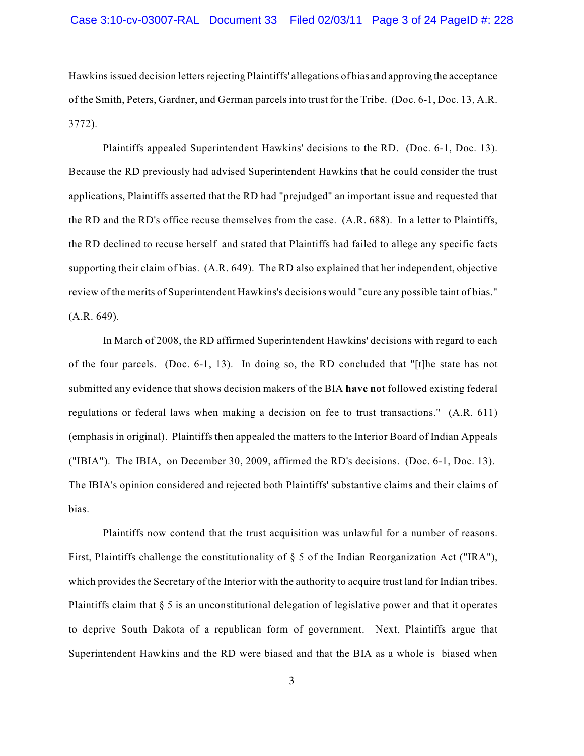Hawkins issued decision letters rejecting Plaintiffs' allegations of bias and approving the acceptance of the Smith, Peters, Gardner, and German parcels into trust for the Tribe. (Doc. 6-1, Doc. 13, A.R. 3772).

Plaintiffs appealed Superintendent Hawkins' decisions to the RD. (Doc. 6-1, Doc. 13). Because the RD previously had advised Superintendent Hawkins that he could consider the trust applications, Plaintiffs asserted that the RD had "prejudged" an important issue and requested that the RD and the RD's office recuse themselves from the case. (A.R. 688). In a letter to Plaintiffs, the RD declined to recuse herself and stated that Plaintiffs had failed to allege any specific facts supporting their claim of bias. (A.R. 649). The RD also explained that her independent, objective review of the merits of Superintendent Hawkins's decisions would "cure any possible taint of bias." (A.R. 649).

In March of 2008, the RD affirmed Superintendent Hawkins' decisions with regard to each of the four parcels. (Doc. 6-1, 13). In doing so, the RD concluded that "[t]he state has not submitted any evidence that shows decision makers of the BIA **have not** followed existing federal regulations or federal laws when making a decision on fee to trust transactions." (A.R. 611) (emphasis in original). Plaintiffs then appealed the matters to the Interior Board of Indian Appeals ("IBIA"). The IBIA, on December 30, 2009, affirmed the RD's decisions. (Doc. 6-1, Doc. 13). The IBIA's opinion considered and rejected both Plaintiffs' substantive claims and their claims of bias.

Plaintiffs now contend that the trust acquisition was unlawful for a number of reasons. First, Plaintiffs challenge the constitutionality of § 5 of the Indian Reorganization Act ("IRA"), which provides the Secretary of the Interior with the authority to acquire trust land for Indian tribes. Plaintiffs claim that § 5 is an unconstitutional delegation of legislative power and that it operates to deprive South Dakota of a republican form of government. Next, Plaintiffs argue that Superintendent Hawkins and the RD were biased and that the BIA as a whole is biased when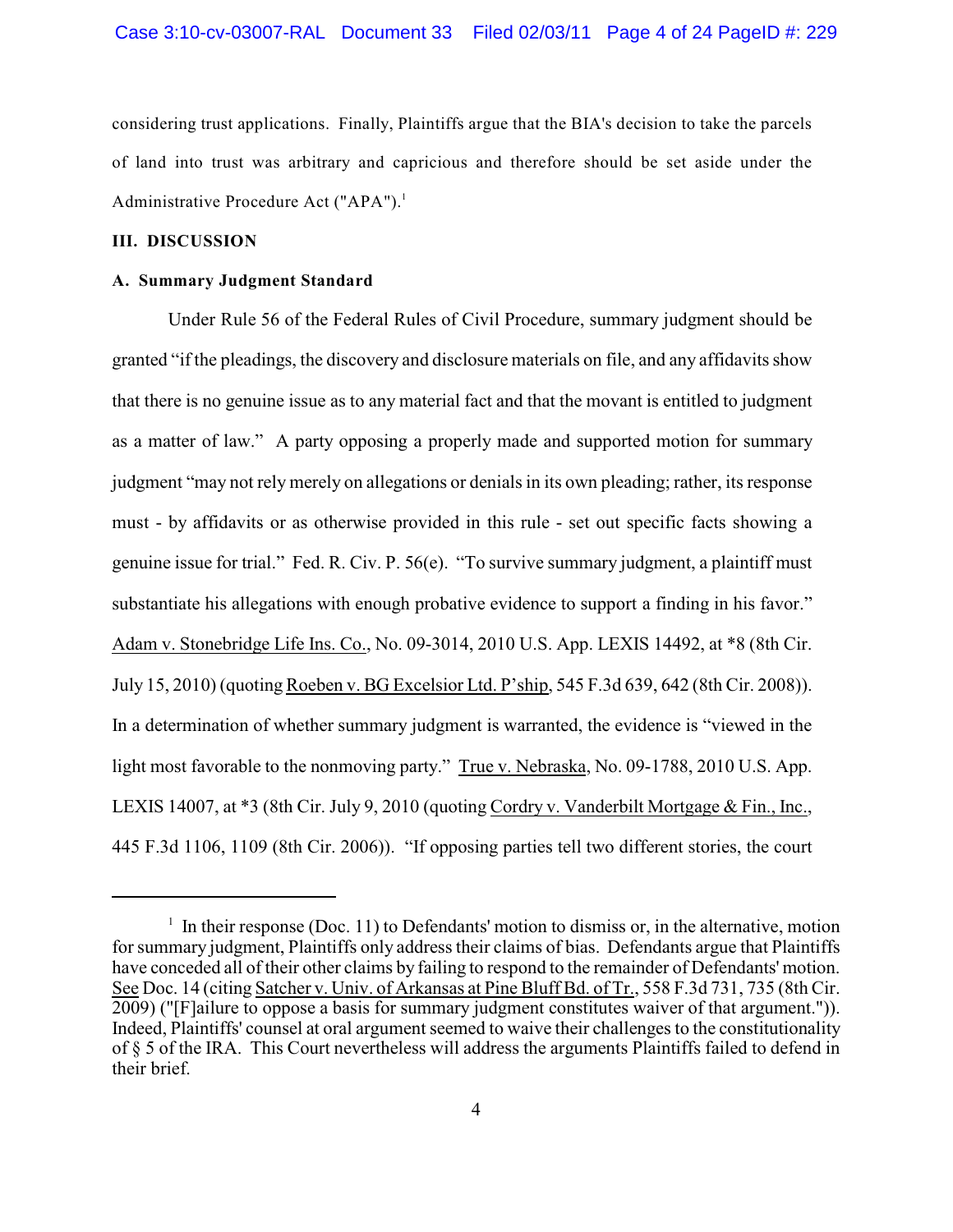considering trust applications. Finally, Plaintiffs argue that the BIA's decision to take the parcels of land into trust was arbitrary and capricious and therefore should be set aside under the Administrative Procedure Act ("APA").[1]

## III. DISCUSSION

### A. Summary Judgment Standard

Under Rule 56 of the Federal Rules of Civil Procedure, summary judgment should be granted "if the pleadings, the discovery and disclosure materials on file, and any affidavits show that there is no genuine issue as to any material fact and that the movant is entitled to judgment as a matter of law." A party opposing a properly made and supported motion for summary judgment "may not rely merely on allegations or denials in its own pleading; rather, its response must - by affidavits or as otherwise provided in this rule - set out specific facts showing a genuine issue for trial." Fed. R. Civ. P. 56(e). "To survive summary judgment, a plaintiff must substantiate his allegations with enough probative evidence to support a finding in his favor." Adam v. Stonebridge Life Ins. Co., No. 09-3014, 2010 U.S. App. LEXIS 14492, at *8 (8th Cir. July 15, 2010) (quoting Roeben v. BG Excelsior Ltd. P'ship, 545 F.3d 639, 642 (8th Cir. 2008)). In a determination of whether summary judgment is warranted, the evidence is "viewed in the light most favorable to the nonmoving party." True v. Nebraska, No. 09-1788, 2010 U.S. App. LEXIS 14007, at *3 (8th Cir. July 9, 2010 (quoting Cordry v. Vanderbilt Mortgage & Fin., Inc., 445 F.3d 1106, 1109 (8th Cir. 2006)). "If opposing parties tell two different stories, the court

---

[1] In their response (Doc. 11) to Defendants' motion to dismiss or, in the alternative, motion for summary judgment, Plaintiffs only address their claims of bias. Defendants argue that Plaintiffs have conceded all of their other claims by failing to respond to the remainder of Defendants' motion. See Doc. 14 (citing Satcher v. Univ. of Arkansas at Pine Bluff Bd. of Tr., 558 F.3d 731, 735 (8th Cir. 2009) ("[F]ailure to oppose a basis for summary judgment constitutes waiver of that argument.")). Indeed, Plaintiffs' counsel at oral argument seemed to waive their challenges to the constitutionality of § 5 of the IRA. This Court nevertheless will address the arguments Plaintiffs failed to defend in their brief.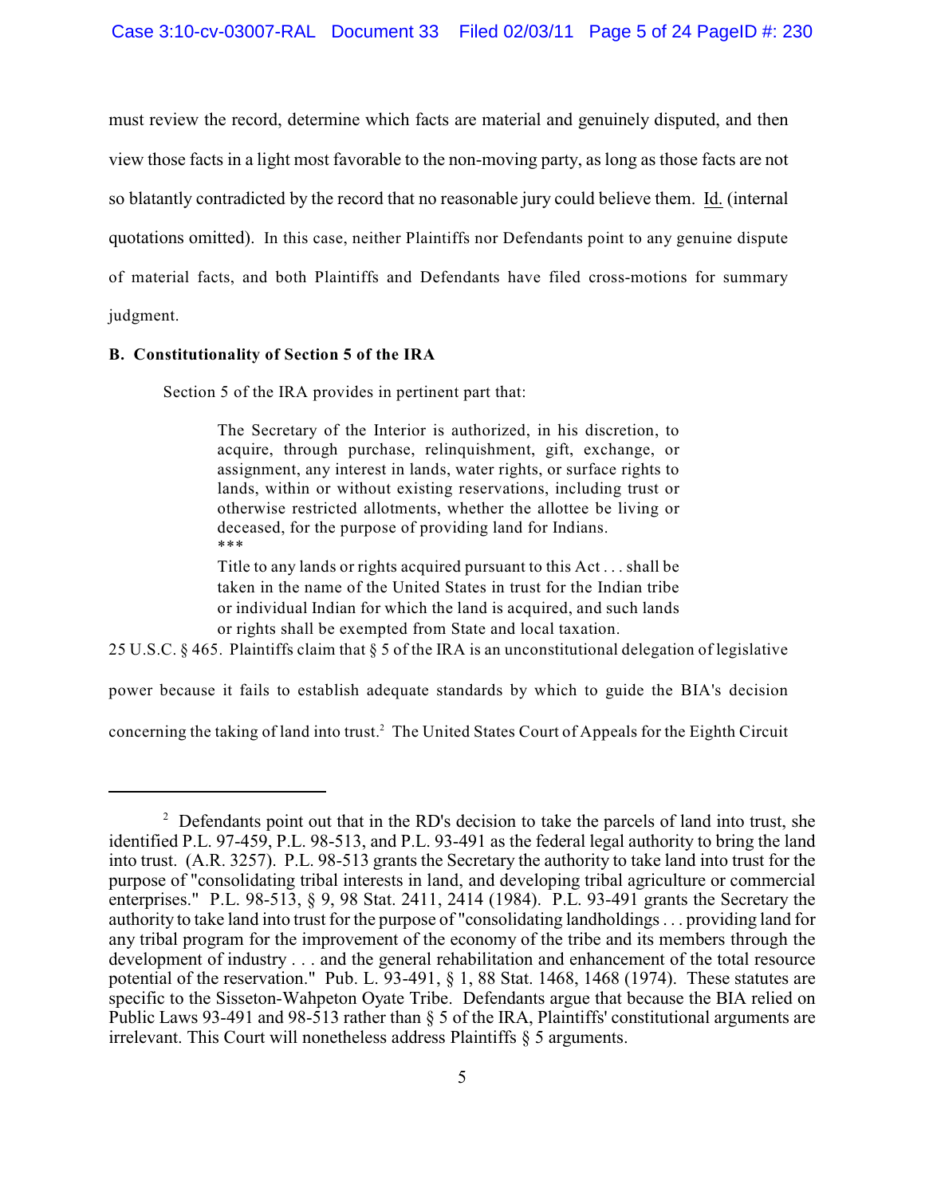must review the record, determine which facts are material and genuinely disputed, and then view those facts in a light most favorable to the non-moving party, as long as those facts are not so blatantly contradicted by the record that no reasonable jury could believe them. Id. (internal quotations omitted). In this case, neither Plaintiffs nor Defendants point to any genuine dispute of material facts, and both Plaintiffs and Defendants have filed cross-motions for summary judgment.

**B. Constitutionality of Section 5 of the IRA**

Section 5 of the IRA provides in pertinent part that:

> The Secretary of the Interior is authorized, in his discretion, to acquire, through purchase, relinquishment, gift, exchange, or assignment, any interest in lands, water rights, or surface rights to lands, within or without existing reservations, including trust or otherwise restricted allotments, whether the allottee be living or deceased, for the purpose of providing land for Indians.
>
> ***
>
> Title to any lands or rights acquired pursuant to this Act . . . shall be taken in the name of the United States in trust for the Indian tribe or individual Indian for which the land is acquired, and such lands or rights shall be exempted from State and local taxation.

25 U.S.C. § 465. Plaintiffs claim that § 5 of the IRA is an unconstitutional delegation of legislative power because it fails to establish adequate standards by which to guide the BIA's decision concerning the taking of land into trust.[2] The United States Court of Appeals for the Eighth Circuit

---

[2] Defendants point out that in the RD's decision to take the parcels of land into trust, she identified P.L. 97-459, P.L. 98-513, and P.L. 93-491 as the federal legal authority to bring the land into trust. (A.R. 3257). P.L. 98-513 grants the Secretary the authority to take land into trust for the purpose of "consolidating tribal interests in land, and developing tribal agriculture or commercial enterprises." P.L. 98-513, § 9, 98 Stat. 2411, 2414 (1984). P.L. 93-491 grants the Secretary the authority to take land into trust for the purpose of "consolidating landholdings . . . providing land for any tribal program for the improvement of the economy of the tribe and its members through the development of industry . . . and the general rehabilitation and enhancement of the total resource potential of the reservation." Pub. L. 93-491, § 1, 88 Stat. 1468, 1468 (1974). These statutes are specific to the Sisseton-Wahpeton Oyate Tribe. Defendants argue that because the BIA relied on Public Laws 93-491 and 98-513 rather than § 5 of the IRA, Plaintiffs' constitutional arguments are irrelevant. This Court will nonetheless address Plaintiffs § 5 arguments.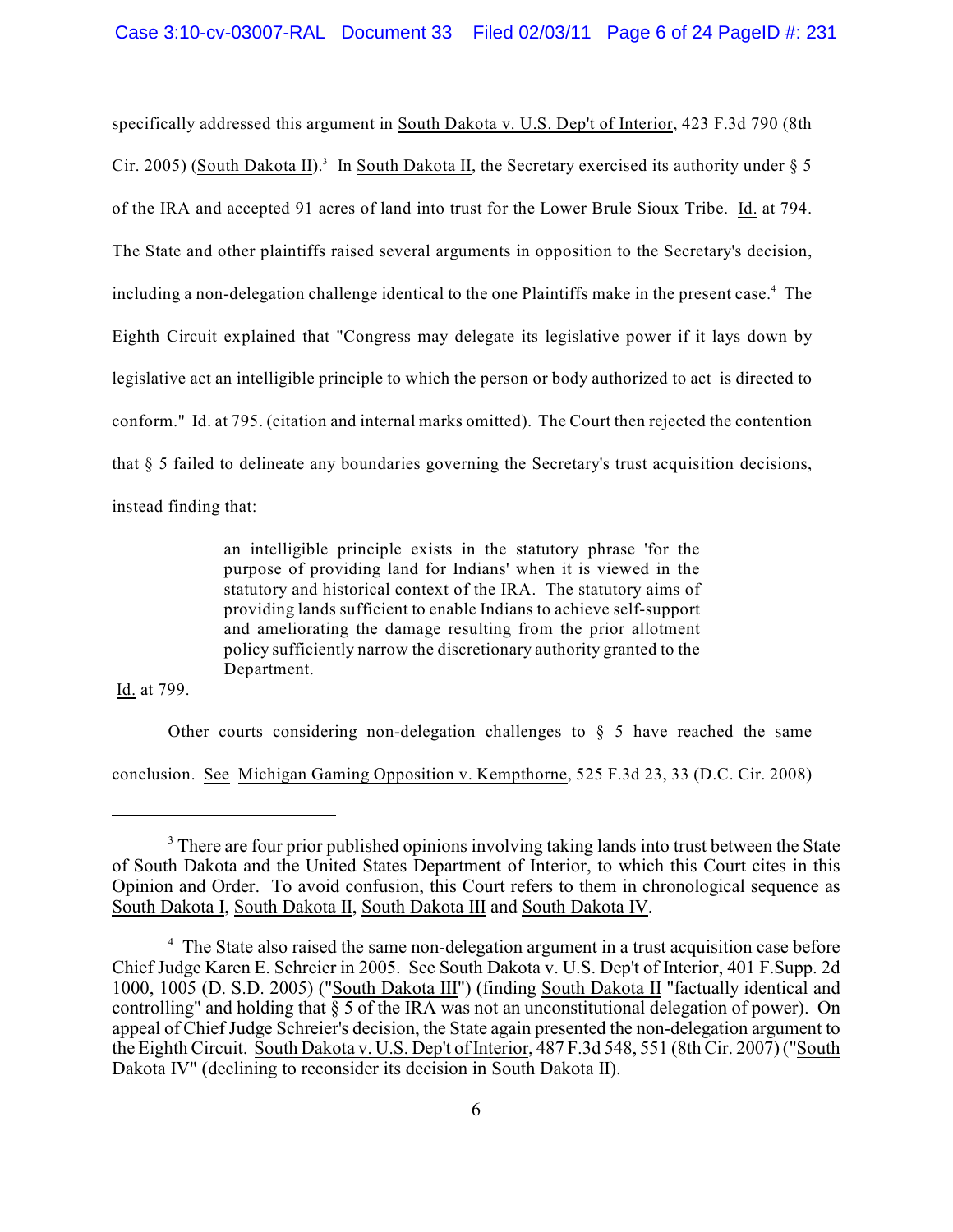specifically addressed this argument in South Dakota v. U.S. Dep't of Interior, 423 F.3d 790 (8th Cir. 2005) (South Dakota II).[3] In South Dakota II, the Secretary exercised its authority under § 5 of the IRA and accepted 91 acres of land into trust for the Lower Brule Sioux Tribe. Id. at 794. The State and other plaintiffs raised several arguments in opposition to the Secretary's decision, including a non-delegation challenge identical to the one Plaintiffs make in the present case.[4] The Eighth Circuit explained that "Congress may delegate its legislative power if it lays down by legislative act an intelligible principle to which the person or body authorized to act is directed to conform." Id. at 795. (citation and internal marks omitted). The Court then rejected the contention that § 5 failed to delineate any boundaries governing the Secretary's trust acquisition decisions, instead finding that:

> an intelligible principle exists in the statutory phrase 'for the purpose of providing land for Indians' when it is viewed in the statutory and historical context of the IRA. The statutory aims of providing lands sufficient to enable Indians to achieve self-support and ameliorating the damage resulting from the prior allotment policy sufficiently narrow the discretionary authority granted to the Department.

Id. at 799.

Other courts considering non-delegation challenges to § 5 have reached the same conclusion. See Michigan Gaming Opposition v. Kempthorne, 525 F.3d 23, 33 (D.C. Cir. 2008)

---

[3] There are four prior published opinions involving taking lands into trust between the State of South Dakota and the United States Department of Interior, to which this Court cites in this Opinion and Order. To avoid confusion, this Court refers to them in chronological sequence as South Dakota I, South Dakota II, South Dakota III and South Dakota IV.

[4] The State also raised the same non-delegation argument in a trust acquisition case before Chief Judge Karen E. Schreier in 2005. See South Dakota v. U.S. Dep't of Interior, 401 F.Supp. 2d 1000, 1005 (D. S.D. 2005) ("South Dakota III") (finding South Dakota II "factually identical and controlling" and holding that § 5 of the IRA was not an unconstitutional delegation of power). On appeal of Chief Judge Schreier's decision, the State again presented the non-delegation argument to the Eighth Circuit. South Dakota v. U.S. Dep't of Interior, 487 F.3d 548, 551 (8th Cir. 2007) ("South Dakota IV" (declining to reconsider its decision in South Dakota II).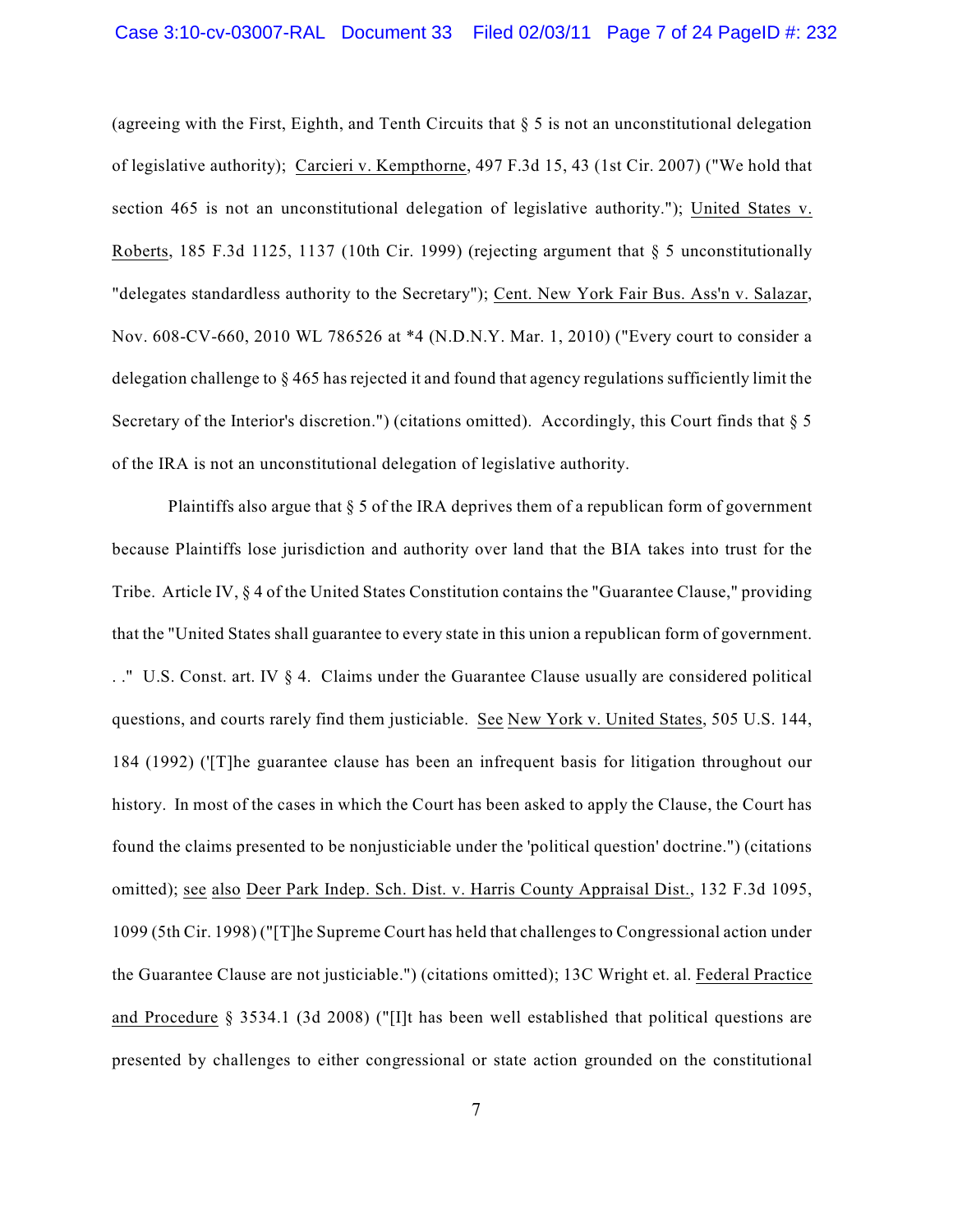(agreeing with the First, Eighth, and Tenth Circuits that § 5 is not an unconstitutional delegation of legislative authority); Carcieri v. Kempthorne, 497 F.3d 15, 43 (1st Cir. 2007) ("We hold that section 465 is not an unconstitutional delegation of legislative authority."); United States v. Roberts, 185 F.3d 1125, 1137 (10th Cir. 1999) (rejecting argument that § 5 unconstitutionally "delegates standardless authority to the Secretary"); Cent. New York Fair Bus. Ass'n v. Salazar, Nov. 608-CV-660, 2010 WL 786526 at *4 (N.D.N.Y. Mar. 1, 2010) ("Every court to consider a delegation challenge to § 465 has rejected it and found that agency regulations sufficiently limit the Secretary of the Interior's discretion.") (citations omitted). Accordingly, this Court finds that § 5 of the IRA is not an unconstitutional delegation of legislative authority.

Plaintiffs also argue that § 5 of the IRA deprives them of a republican form of government because Plaintiffs lose jurisdiction and authority over land that the BIA takes into trust for the Tribe. Article IV, § 4 of the United States Constitution contains the "Guarantee Clause," providing that the "United States shall guarantee to every state in this union a republican form of government. . ." U.S. Const. art. IV § 4. Claims under the Guarantee Clause usually are considered political questions, and courts rarely find them justiciable. See New York v. United States, 505 U.S. 144, 184 (1992) ('[T]he guarantee clause has been an infrequent basis for litigation throughout our history. In most of the cases in which the Court has been asked to apply the Clause, the Court has found the claims presented to be nonjusticiable under the 'political question' doctrine.") (citations omitted); see also Deer Park Indep. Sch. Dist. v. Harris County Appraisal Dist., 132 F.3d 1095, 1099 (5th Cir. 1998) ("[T]he Supreme Court has held that challenges to Congressional action under the Guarantee Clause are not justiciable.") (citations omitted); 13C Wright et. al. Federal Practice and Procedure § 3534.1 (3d 2008) ("[I]t has been well established that political questions are presented by challenges to either congressional or state action grounded on the constitutional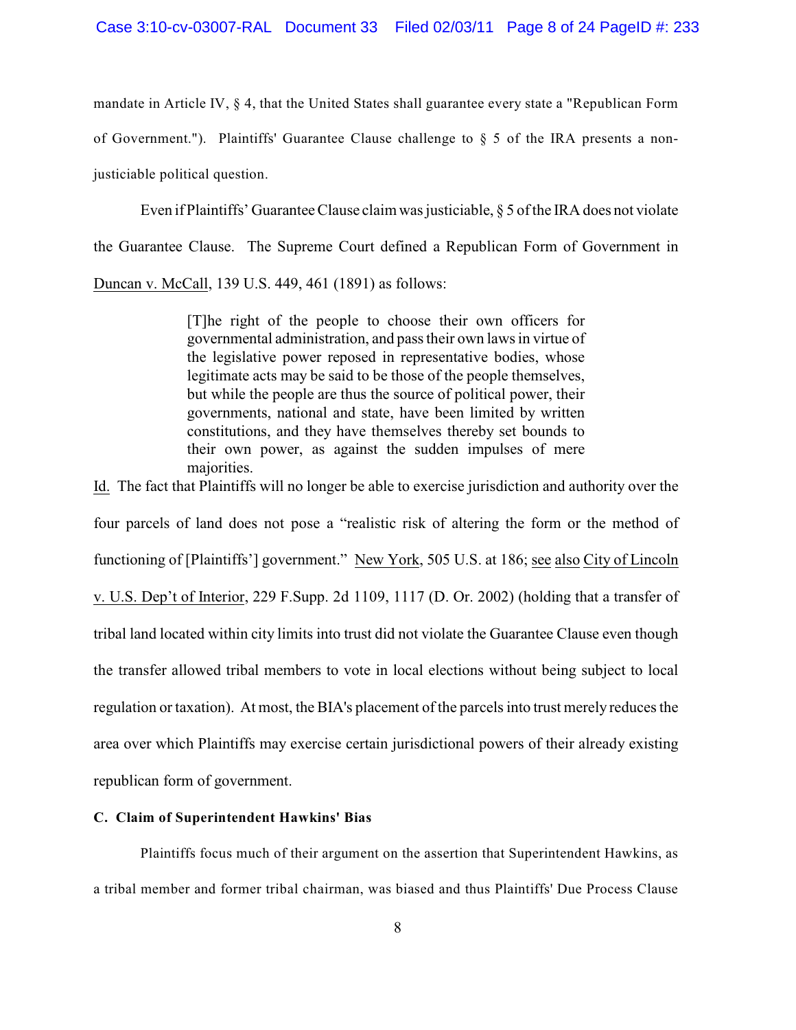mandate in Article IV, § 4, that the United States shall guarantee every state a "Republican Form of Government."). Plaintiffs' Guarantee Clause challenge to § 5 of the IRA presents a non-justiciable political question.

Even if Plaintiffs' Guarantee Clause claim was justiciable, § 5 of the IRA does not violate the Guarantee Clause. The Supreme Court defined a Republican Form of Government in Duncan v. McCall, 139 U.S. 449, 461 (1891) as follows:

> [T]he right of the people to choose their own officers for governmental administration, and pass their own laws in virtue of the legislative power reposed in representative bodies, whose legitimate acts may be said to be those of the people themselves, but while the people are thus the source of political power, their governments, national and state, have been limited by written constitutions, and they have themselves thereby set bounds to their own power, as against the sudden impulses of mere majorities.

Id. The fact that Plaintiffs will no longer be able to exercise jurisdiction and authority over the four parcels of land does not pose a "realistic risk of altering the form or the method of functioning of [Plaintiffs'] government." New York, 505 U.S. at 186; see also City of Lincoln v. U.S. Dep't of Interior, 229 F.Supp. 2d 1109, 1117 (D. Or. 2002) (holding that a transfer of tribal land located within city limits into trust did not violate the Guarantee Clause even though the transfer allowed tribal members to vote in local elections without being subject to local regulation or taxation). At most, the BIA's placement of the parcels into trust merely reduces the area over which Plaintiffs may exercise certain jurisdictional powers of their already existing republican form of government.

**C. Claim of Superintendent Hawkins' Bias**

Plaintiffs focus much of their argument on the assertion that Superintendent Hawkins, as a tribal member and former tribal chairman, was biased and thus Plaintiffs' Due Process Clause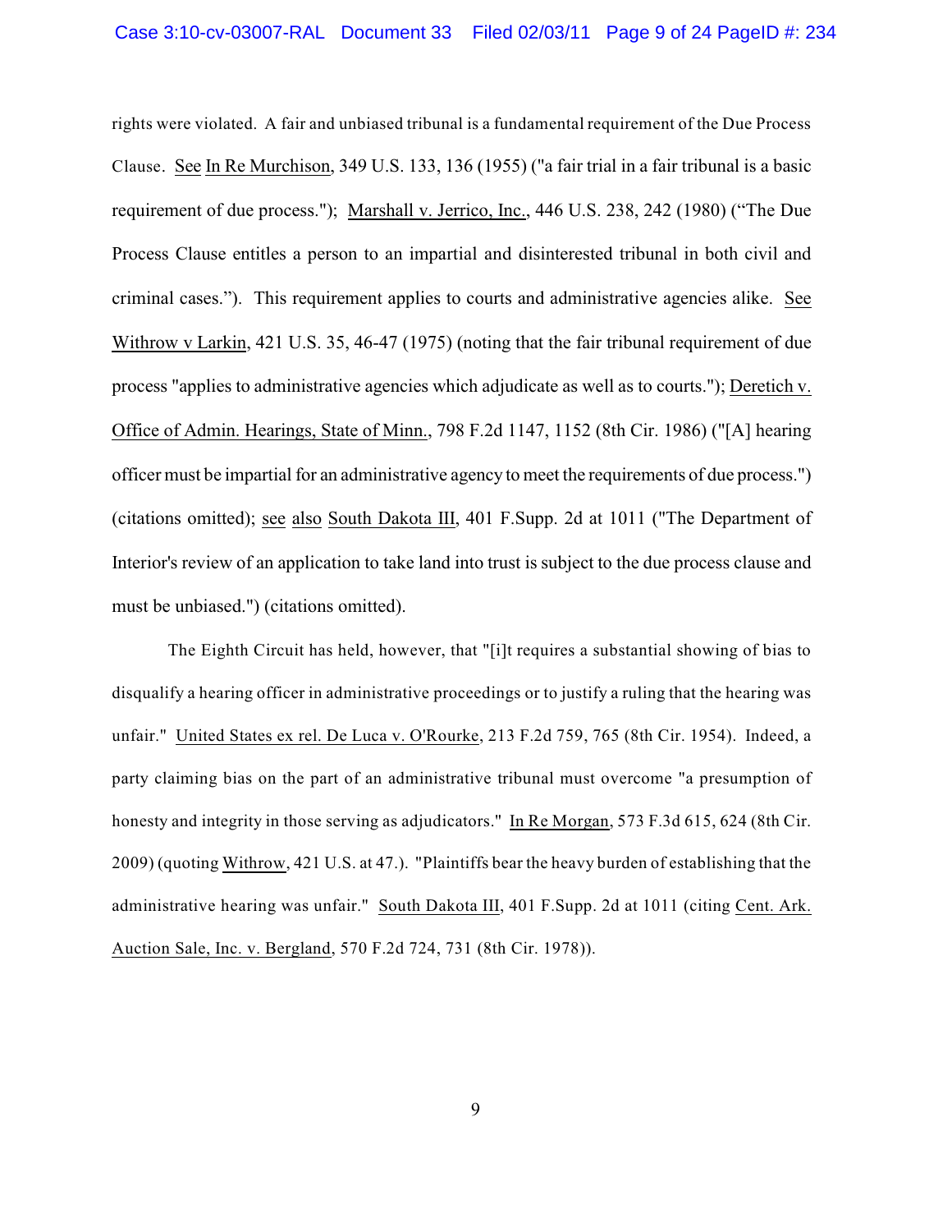rights were violated. A fair and unbiased tribunal is a fundamental requirement of the Due Process Clause. See In Re Murchison, 349 U.S. 133, 136 (1955) ("a fair trial in a fair tribunal is a basic requirement of due process."); Marshall v. Jerrico, Inc., 446 U.S. 238, 242 (1980) ("The Due Process Clause entitles a person to an impartial and disinterested tribunal in both civil and criminal cases."). This requirement applies to courts and administrative agencies alike. See Withrow v Larkin, 421 U.S. 35, 46-47 (1975) (noting that the fair tribunal requirement of due process "applies to administrative agencies which adjudicate as well as to courts."); Deretich v. Office of Admin. Hearings, State of Minn., 798 F.2d 1147, 1152 (8th Cir. 1986) ("[A] hearing officer must be impartial for an administrative agency to meet the requirements of due process.") (citations omitted); see also South Dakota III, 401 F.Supp. 2d at 1011 ("The Department of Interior's review of an application to take land into trust is subject to the due process clause and must be unbiased.") (citations omitted).

The Eighth Circuit has held, however, that "[i]t requires a substantial showing of bias to disqualify a hearing officer in administrative proceedings or to justify a ruling that the hearing was unfair." United States ex rel. De Luca v. O'Rourke, 213 F.2d 759, 765 (8th Cir. 1954). Indeed, a party claiming bias on the part of an administrative tribunal must overcome "a presumption of honesty and integrity in those serving as adjudicators." In Re Morgan, 573 F.3d 615, 624 (8th Cir. 2009) (quoting Withrow, 421 U.S. at 47.). "Plaintiffs bear the heavy burden of establishing that the administrative hearing was unfair." South Dakota III, 401 F.Supp. 2d at 1011 (citing Cent. Ark. Auction Sale, Inc. v. Bergland, 570 F.2d 724, 731 (8th Cir. 1978)).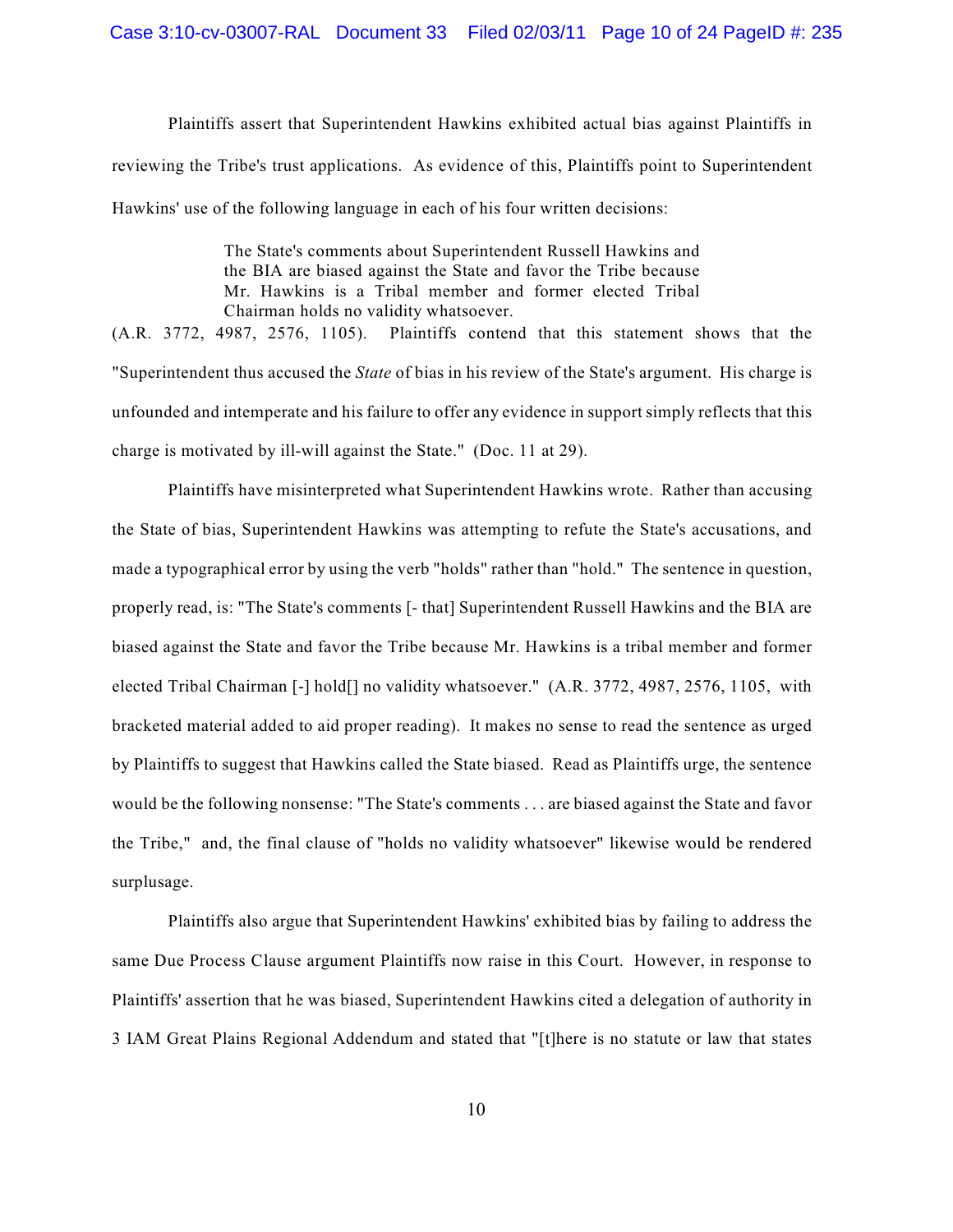Plaintiffs assert that Superintendent Hawkins exhibited actual bias against Plaintiffs in reviewing the Tribe's trust applications. As evidence of this, Plaintiffs point to Superintendent Hawkins' use of the following language in each of his four written decisions:

> The State's comments about Superintendent Russell Hawkins and the BIA are biased against the State and favor the Tribe because Mr. Hawkins is a Tribal member and former elected Tribal Chairman holds no validity whatsoever.

(A.R. 3772, 4987, 2576, 1105). Plaintiffs contend that this statement shows that the "Superintendent thus accused the *State* of bias in his review of the State's argument. His charge is unfounded and intemperate and his failure to offer any evidence in support simply reflects that this charge is motivated by ill-will against the State." (Doc. 11 at 29).

Plaintiffs have misinterpreted what Superintendent Hawkins wrote. Rather than accusing the State of bias, Superintendent Hawkins was attempting to refute the State's accusations, and made a typographical error by using the verb "holds" rather than "hold." The sentence in question, properly read, is: "The State's comments [- that] Superintendent Russell Hawkins and the BIA are biased against the State and favor the Tribe because Mr. Hawkins is a tribal member and former elected Tribal Chairman [-] hold[] no validity whatsoever." (A.R. 3772, 4987, 2576, 1105, with bracketed material added to aid proper reading). It makes no sense to read the sentence as urged by Plaintiffs to suggest that Hawkins called the State biased. Read as Plaintiffs urge, the sentence would be the following nonsense: "The State's comments . . . are biased against the State and favor the Tribe," and, the final clause of "holds no validity whatsoever" likewise would be rendered surplusage.

Plaintiffs also argue that Superintendent Hawkins' exhibited bias by failing to address the same Due Process Clause argument Plaintiffs now raise in this Court. However, in response to Plaintiffs' assertion that he was biased, Superintendent Hawkins cited a delegation of authority in 3 IAM Great Plains Regional Addendum and stated that "[t]here is no statute or law that states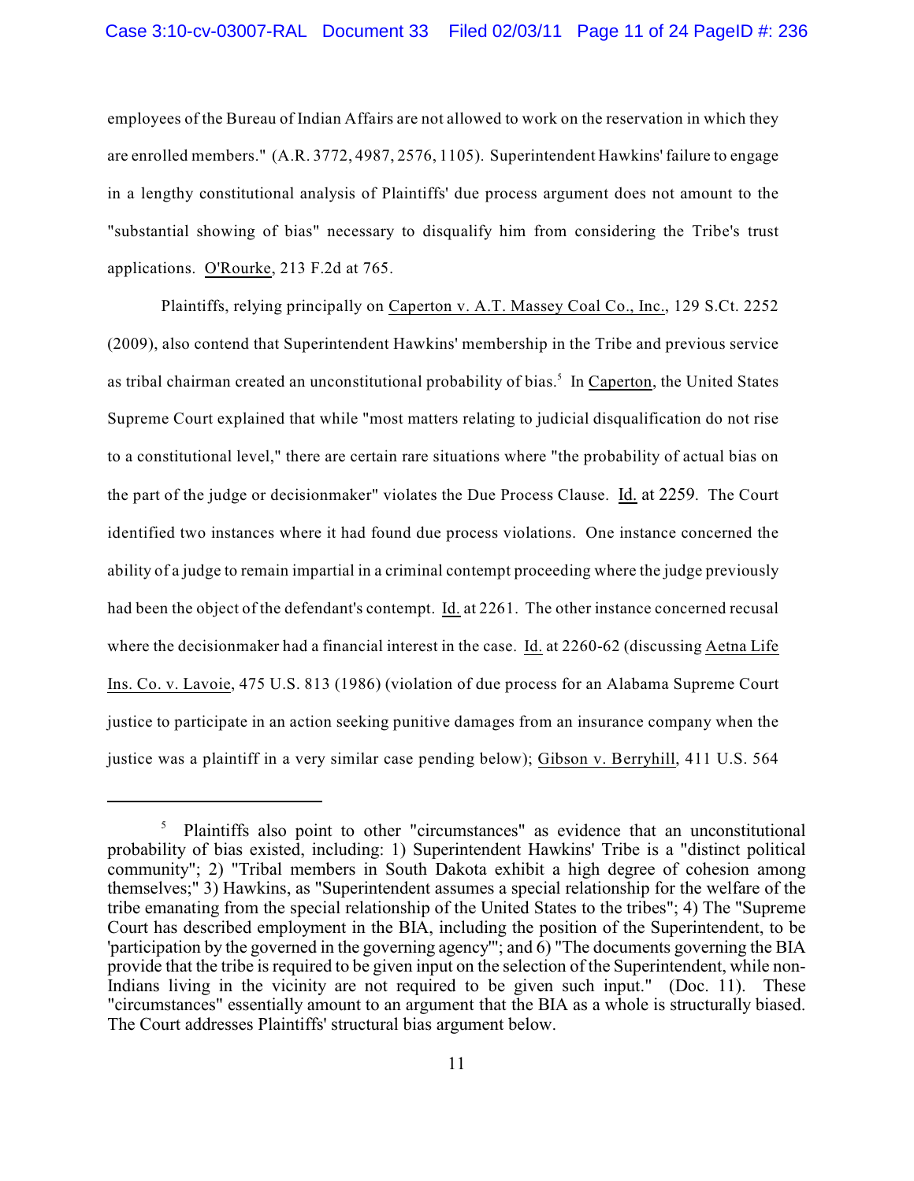employees of the Bureau of Indian Affairs are not allowed to work on the reservation in which they are enrolled members." (A.R. 3772, 4987, 2576, 1105). Superintendent Hawkins' failure to engage in a lengthy constitutional analysis of Plaintiffs' due process argument does not amount to the "substantial showing of bias" necessary to disqualify him from considering the Tribe's trust applications. O'Rourke, 213 F.2d at 765.

Plaintiffs, relying principally on Caperton v. A.T. Massey Coal Co., Inc., 129 S.Ct. 2252 (2009), also contend that Superintendent Hawkins' membership in the Tribe and previous service as tribal chairman created an unconstitutional probability of bias.[5] In Caperton, the United States Supreme Court explained that while "most matters relating to judicial disqualification do not rise to a constitutional level," there are certain rare situations where "the probability of actual bias on the part of the judge or decisionmaker" violates the Due Process Clause. Id. at 2259. The Court identified two instances where it had found due process violations. One instance concerned the ability of a judge to remain impartial in a criminal contempt proceeding where the judge previously had been the object of the defendant's contempt. Id. at 2261. The other instance concerned recusal where the decisionmaker had a financial interest in the case. Id. at 2260-62 (discussing Aetna Life Ins. Co. v. Lavoie, 475 U.S. 813 (1986) (violation of due process for an Alabama Supreme Court justice to participate in an action seeking punitive damages from an insurance company when the justice was a plaintiff in a very similar case pending below); Gibson v. Berryhill, 411 U.S. 564

---

[5] Plaintiffs also point to other "circumstances" as evidence that an unconstitutional probability of bias existed, including: 1) Superintendent Hawkins' Tribe is a "distinct political community"; 2) "Tribal members in South Dakota exhibit a high degree of cohesion among themselves;" 3) Hawkins, as "Superintendent assumes a special relationship for the welfare of the tribe emanating from the special relationship of the United States to the tribes"; 4) The "Supreme Court has described employment in the BIA, including the position of the Superintendent, to be 'participation by the governed in the governing agency'"; and 6) "The documents governing the BIA provide that the tribe is required to be given input on the selection of the Superintendent, while non-Indians living in the vicinity are not required to be given such input." (Doc. 11). These "circumstances" essentially amount to an argument that the BIA as a whole is structurally biased. The Court addresses Plaintiffs' structural bias argument below.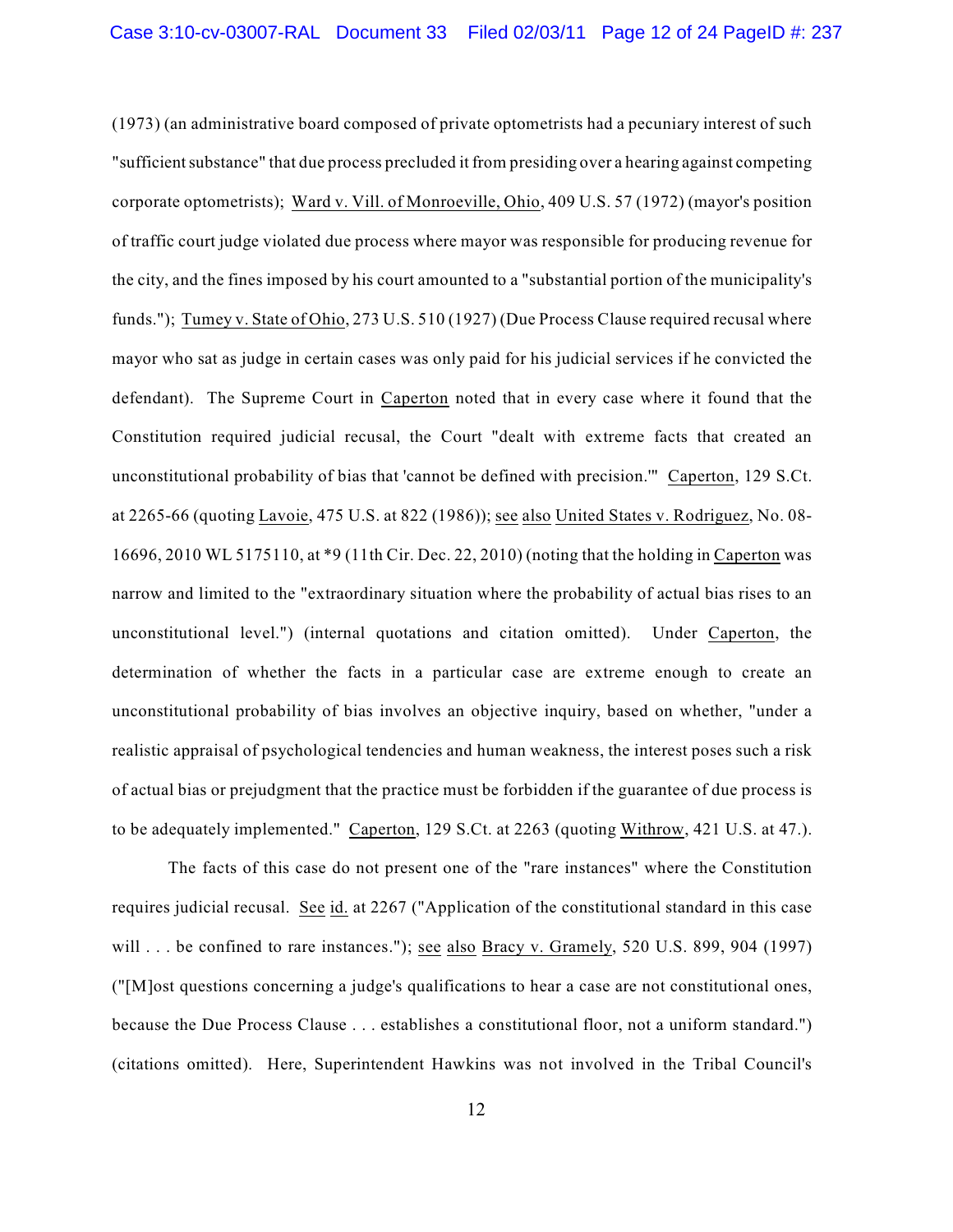(1973) (an administrative board composed of private optometrists had a pecuniary interest of such "sufficient substance" that due process precluded it from presiding over a hearing against competing corporate optometrists); Ward v. Vill. of Monroeville, Ohio, 409 U.S. 57 (1972) (mayor's position of traffic court judge violated due process where mayor was responsible for producing revenue for the city, and the fines imposed by his court amounted to a "substantial portion of the municipality's funds."); Tumey v. State of Ohio, 273 U.S. 510 (1927) (Due Process Clause required recusal where mayor who sat as judge in certain cases was only paid for his judicial services if he convicted the defendant). The Supreme Court in Caperton noted that in every case where it found that the Constitution required judicial recusal, the Court "dealt with extreme facts that created an unconstitutional probability of bias that 'cannot be defined with precision.'" Caperton, 129 S.Ct. at 2265-66 (quoting Lavoie, 475 U.S. at 822 (1986)); see also United States v. Rodriguez, No. 08-16696, 2010 WL 5175110, at *9 (11th Cir. Dec. 22, 2010) (noting that the holding in Caperton was narrow and limited to the "extraordinary situation where the probability of actual bias rises to an unconstitutional level.") (internal quotations and citation omitted). Under Caperton, the determination of whether the facts in a particular case are extreme enough to create an unconstitutional probability of bias involves an objective inquiry, based on whether, "under a realistic appraisal of psychological tendencies and human weakness, the interest poses such a risk of actual bias or prejudgment that the practice must be forbidden if the guarantee of due process is to be adequately implemented." Caperton, 129 S.Ct. at 2263 (quoting Withrow, 421 U.S. at 47.).

The facts of this case do not present one of the "rare instances" where the Constitution requires judicial recusal. See id. at 2267 ("Application of the constitutional standard in this case will . . . be confined to rare instances."); see also Bracy v. Gramely, 520 U.S. 899, 904 (1997) ("[M]ost questions concerning a judge's qualifications to hear a case are not constitutional ones, because the Due Process Clause . . . establishes a constitutional floor, not a uniform standard.") (citations omitted). Here, Superintendent Hawkins was not involved in the Tribal Council's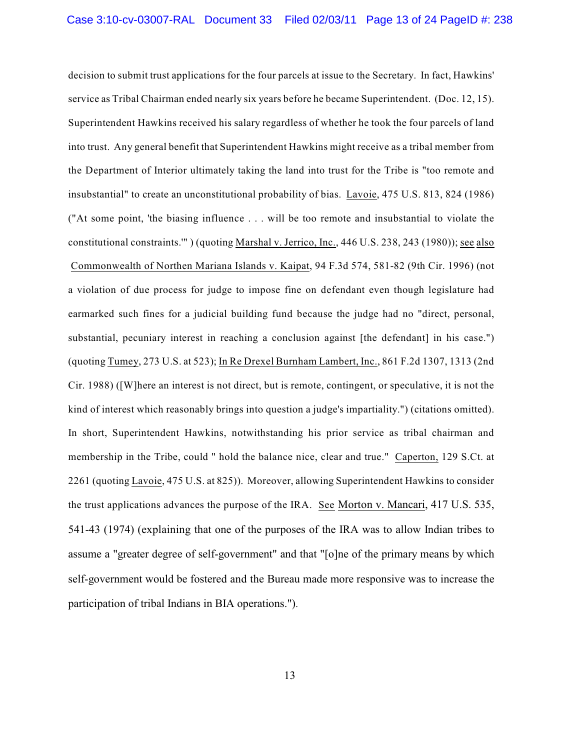decision to submit trust applications for the four parcels at issue to the Secretary. In fact, Hawkins' service as Tribal Chairman ended nearly six years before he became Superintendent. (Doc. 12, 15). Superintendent Hawkins received his salary regardless of whether he took the four parcels of land into trust. Any general benefit that Superintendent Hawkins might receive as a tribal member from the Department of Interior ultimately taking the land into trust for the Tribe is "too remote and insubstantial" to create an unconstitutional probability of bias. Lavoie, 475 U.S. 813, 824 (1986) ("At some point, 'the biasing influence . . . will be too remote and insubstantial to violate the constitutional constraints.'" ) (quoting Marshal v. Jerrico, Inc., 446 U.S. 238, 243 (1980)); see also Commonwealth of Northen Mariana Islands v. Kaipat, 94 F.3d 574, 581-82 (9th Cir. 1996) (not a violation of due process for judge to impose fine on defendant even though legislature had earmarked such fines for a judicial building fund because the judge had no "direct, personal, substantial, pecuniary interest in reaching a conclusion against [the defendant] in his case.") (quoting Tumey, 273 U.S. at 523); In Re Drexel Burnham Lambert, Inc., 861 F.2d 1307, 1313 (2nd Cir. 1988) ([W]here an interest is not direct, but is remote, contingent, or speculative, it is not the kind of interest which reasonably brings into question a judge's impartiality.") (citations omitted). In short, Superintendent Hawkins, notwithstanding his prior service as tribal chairman and membership in the Tribe, could " hold the balance nice, clear and true." Caperton, 129 S.Ct. at 2261 (quoting Lavoie, 475 U.S. at 825)). Moreover, allowing Superintendent Hawkins to consider the trust applications advances the purpose of the IRA. See Morton v. Mancari, 417 U.S. 535, 541-43 (1974) (explaining that one of the purposes of the IRA was to allow Indian tribes to assume a "greater degree of self-government" and that "[o]ne of the primary means by which self-government would be fostered and the Bureau made more responsive was to increase the participation of tribal Indians in BIA operations.").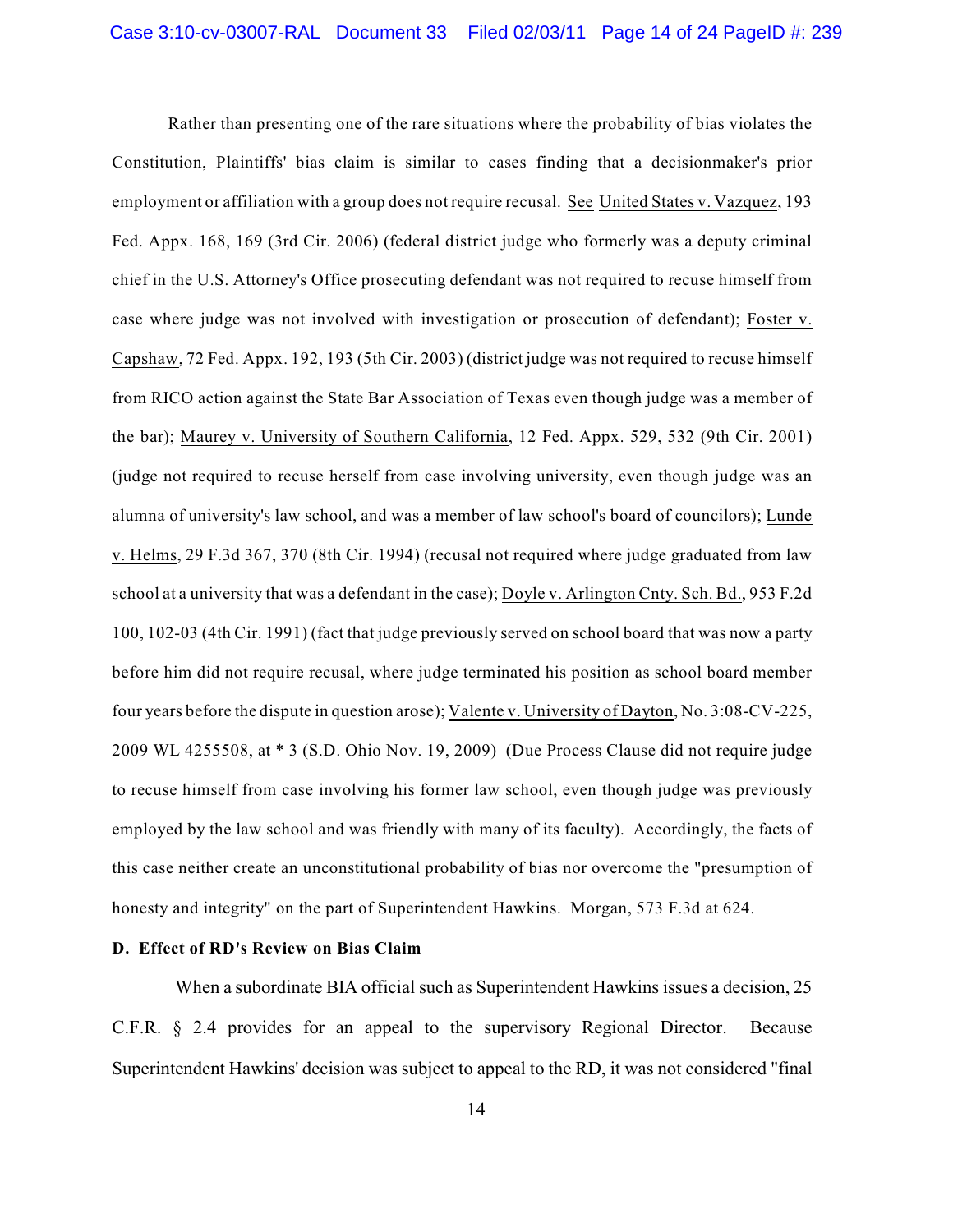Rather than presenting one of the rare situations where the probability of bias violates the Constitution, Plaintiffs' bias claim is similar to cases finding that a decisionmaker's prior employment or affiliation with a group does not require recusal. See United States v. Vazquez, 193 Fed. Appx. 168, 169 (3rd Cir. 2006) (federal district judge who formerly was a deputy criminal chief in the U.S. Attorney's Office prosecuting defendant was not required to recuse himself from case where judge was not involved with investigation or prosecution of defendant); Foster v. Capshaw, 72 Fed. Appx. 192, 193 (5th Cir. 2003) (district judge was not required to recuse himself from RICO action against the State Bar Association of Texas even though judge was a member of the bar); Maurey v. University of Southern California, 12 Fed. Appx. 529, 532 (9th Cir. 2001) (judge not required to recuse herself from case involving university, even though judge was an alumna of university's law school, and was a member of law school's board of councilors); Lunde v. Helms, 29 F.3d 367, 370 (8th Cir. 1994) (recusal not required where judge graduated from law school at a university that was a defendant in the case); Doyle v. Arlington Cnty. Sch. Bd., 953 F.2d 100, 102-03 (4th Cir. 1991) (fact that judge previously served on school board that was now a party before him did not require recusal, where judge terminated his position as school board member four years before the dispute in question arose); Valente v. University of Dayton, No. 3:08-CV-225, 2009 WL 4255508, at * 3 (S.D. Ohio Nov. 19, 2009) (Due Process Clause did not require judge to recuse himself from case involving his former law school, even though judge was previously employed by the law school and was friendly with many of its faculty). Accordingly, the facts of this case neither create an unconstitutional probability of bias nor overcome the "presumption of honesty and integrity" on the part of Superintendent Hawkins. Morgan, 573 F.3d at 624.

**D. Effect of RD's Review on Bias Claim**

When a subordinate BIA official such as Superintendent Hawkins issues a decision, 25 C.F.R. § 2.4 provides for an appeal to the supervisory Regional Director. Because Superintendent Hawkins' decision was subject to appeal to the RD, it was not considered "final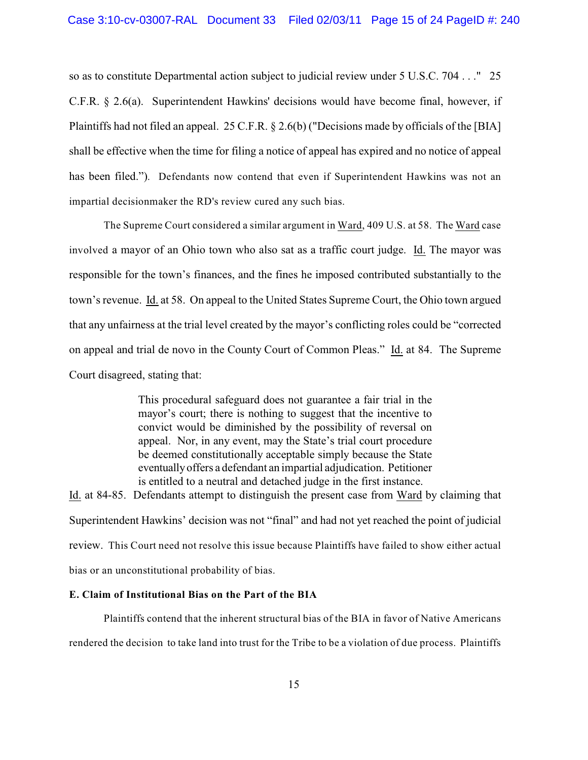so as to constitute Departmental action subject to judicial review under 5 U.S.C. 704 . . ." 25 C.F.R. § 2.6(a). Superintendent Hawkins' decisions would have become final, however, if Plaintiffs had not filed an appeal. 25 C.F.R. § 2.6(b) ("Decisions made by officials of the [BIA] shall be effective when the time for filing a notice of appeal has expired and no notice of appeal has been filed."). Defendants now contend that even if Superintendent Hawkins was not an impartial decisionmaker the RD's review cured any such bias.

The Supreme Court considered a similar argument in Ward, 409 U.S. at 58. The Ward case involved a mayor of an Ohio town who also sat as a traffic court judge. Id. The mayor was responsible for the town's finances, and the fines he imposed contributed substantially to the town's revenue. Id. at 58. On appeal to the United States Supreme Court, the Ohio town argued that any unfairness at the trial level created by the mayor's conflicting roles could be "corrected on appeal and trial de novo in the County Court of Common Pleas." Id. at 84. The Supreme Court disagreed, stating that:

> This procedural safeguard does not guarantee a fair trial in the mayor's court; there is nothing to suggest that the incentive to convict would be diminished by the possibility of reversal on appeal. Nor, in any event, may the State's trial court procedure be deemed constitutionally acceptable simply because the State eventually offers a defendant an impartial adjudication. Petitioner is entitled to a neutral and detached judge in the first instance.

Id. at 84-85. Defendants attempt to distinguish the present case from Ward by claiming that Superintendent Hawkins' decision was not "final" and had not yet reached the point of judicial review. This Court need not resolve this issue because Plaintiffs have failed to show either actual bias or an unconstitutional probability of bias.

**E. Claim of Institutional Bias on the Part of the BIA**

Plaintiffs contend that the inherent structural bias of the BIA in favor of Native Americans rendered the decision to take land into trust for the Tribe to be a violation of due process. Plaintiffs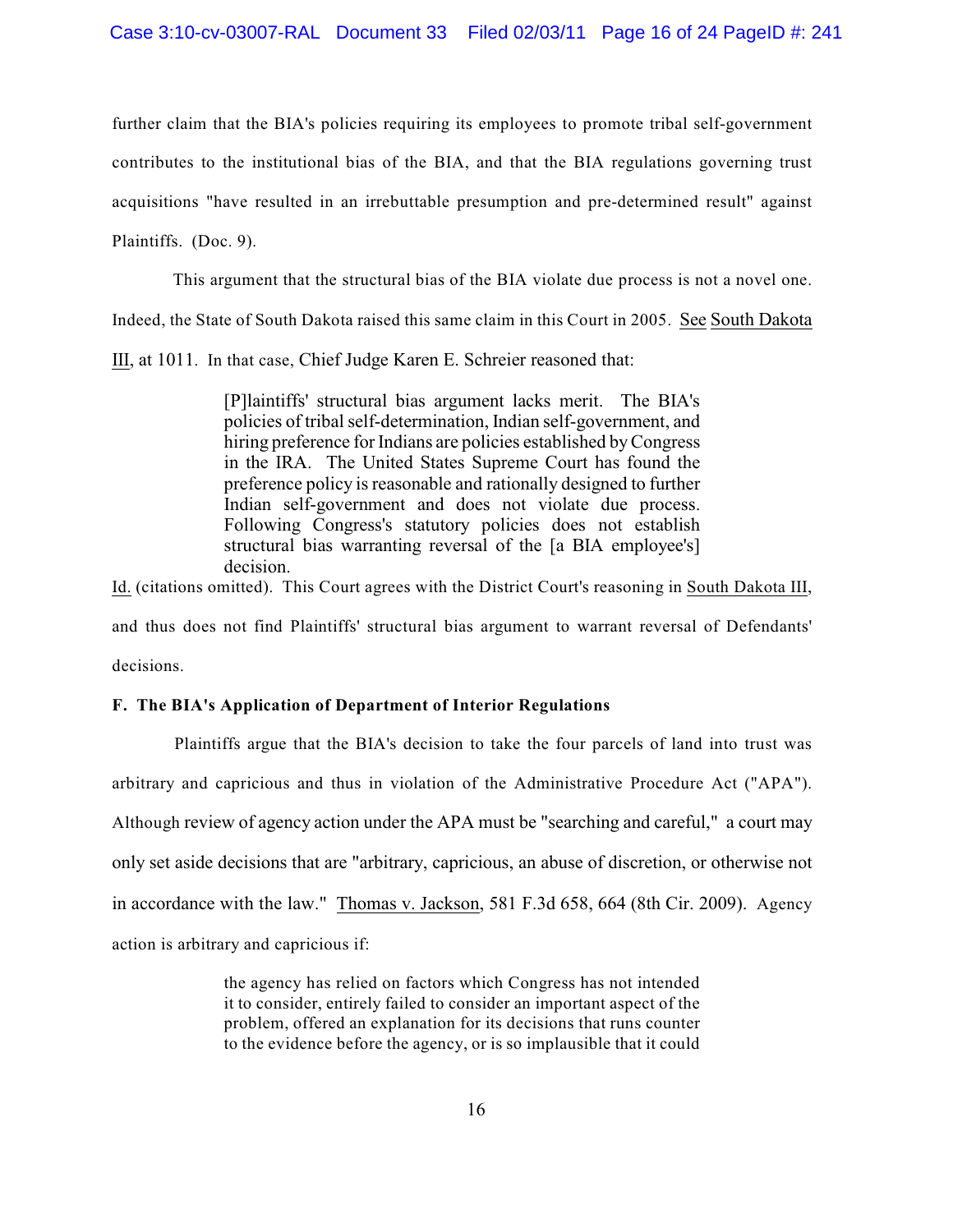further claim that the BIA's policies requiring its employees to promote tribal self-government contributes to the institutional bias of the BIA, and that the BIA regulations governing trust acquisitions "have resulted in an irrebuttable presumption and pre-determined result" against Plaintiffs. (Doc. 9).

This argument that the structural bias of the BIA violate due process is not a novel one. Indeed, the State of South Dakota raised this same claim in this Court in 2005. See South Dakota III, at 1011. In that case, Chief Judge Karen E. Schreier reasoned that:

> [P]laintiffs' structural bias argument lacks merit. The BIA's policies of tribal self-determination, Indian self-government, and hiring preference for Indians are policies established by Congress in the IRA. The United States Supreme Court has found the preference policy is reasonable and rationally designed to further Indian self-government and does not violate due process. Following Congress's statutory policies does not establish structural bias warranting reversal of the [a BIA employee's] decision.

Id. (citations omitted). This Court agrees with the District Court's reasoning in South Dakota III, and thus does not find Plaintiffs' structural bias argument to warrant reversal of Defendants' decisions.

**F. The BIA's Application of Department of Interior Regulations**

Plaintiffs argue that the BIA's decision to take the four parcels of land into trust was arbitrary and capricious and thus in violation of the Administrative Procedure Act ("APA"). Although review of agency action under the APA must be "searching and careful," a court may only set aside decisions that are "arbitrary, capricious, an abuse of discretion, or otherwise not in accordance with the law." Thomas v. Jackson, 581 F.3d 658, 664 (8th Cir. 2009). Agency action is arbitrary and capricious if:

> the agency has relied on factors which Congress has not intended it to consider, entirely failed to consider an important aspect of the problem, offered an explanation for its decisions that runs counter to the evidence before the agency, or is so implausible that it could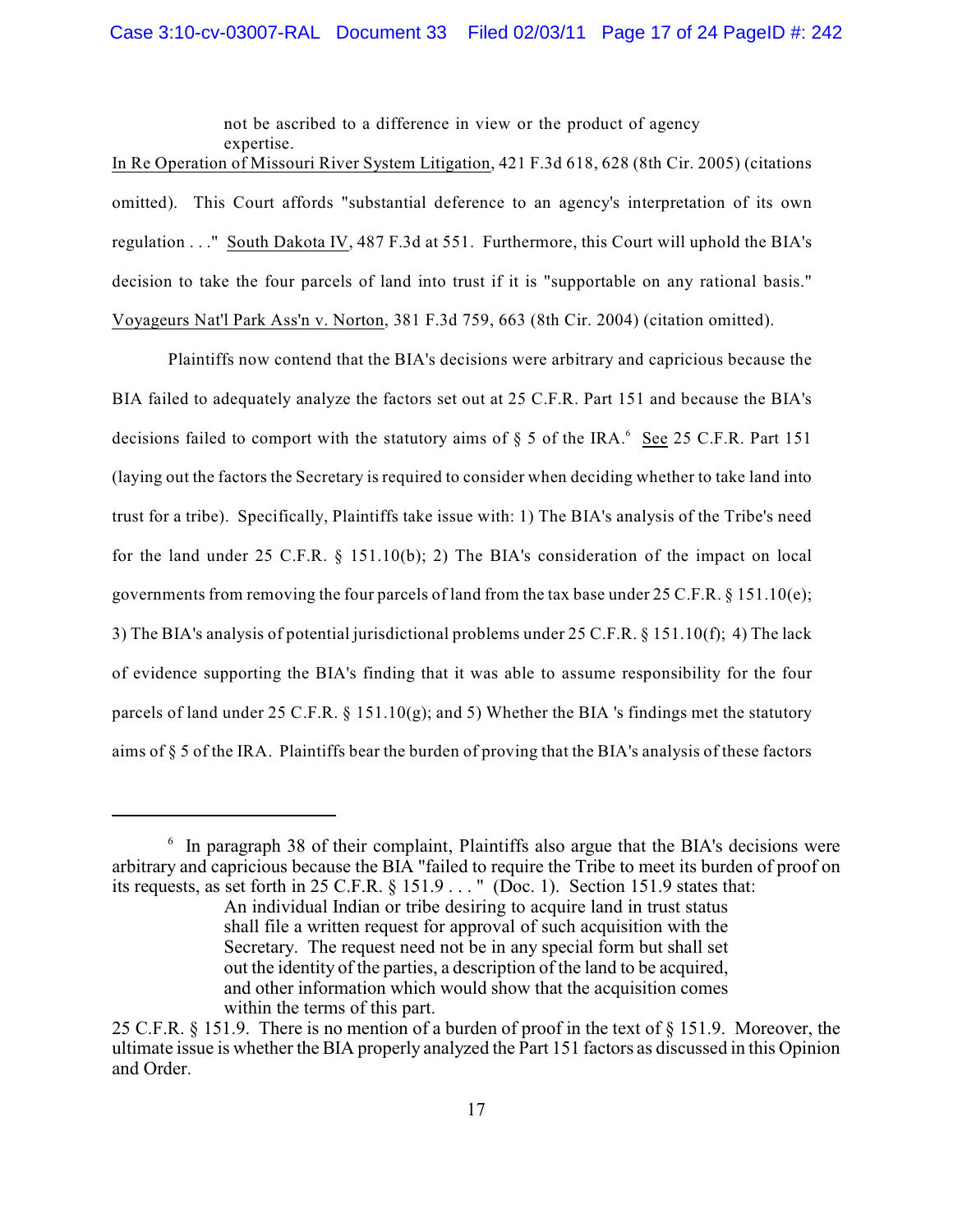> not be ascribed to a difference in view or the product of agency expertise.

In Re Operation of Missouri River System Litigation, 421 F.3d 618, 628 (8th Cir. 2005) (citations omitted). This Court affords "substantial deference to an agency's interpretation of its own regulation . . ." South Dakota IV, 487 F.3d at 551. Furthermore, this Court will uphold the BIA's decision to take the four parcels of land into trust if it is "supportable on any rational basis." Voyageurs Nat'l Park Ass'n v. Norton, 381 F.3d 759, 663 (8th Cir. 2004) (citation omitted).

Plaintiffs now contend that the BIA's decisions were arbitrary and capricious because the BIA failed to adequately analyze the factors set out at 25 C.F.R. Part 151 and because the BIA's decisions failed to comport with the statutory aims of § 5 of the IRA.[6] See 25 C.F.R. Part 151 (laying out the factors the Secretary is required to consider when deciding whether to take land into trust for a tribe). Specifically, Plaintiffs take issue with: 1) The BIA's analysis of the Tribe's need for the land under 25 C.F.R. § 151.10(b); 2) The BIA's consideration of the impact on local governments from removing the four parcels of land from the tax base under 25 C.F.R. § 151.10(e); 3) The BIA's analysis of potential jurisdictional problems under 25 C.F.R. § 151.10(f); 4) The lack of evidence supporting the BIA's finding that it was able to assume responsibility for the four parcels of land under 25 C.F.R. § 151.10(g); and 5) Whether the BIA 's findings met the statutory aims of § 5 of the IRA. Plaintiffs bear the burden of proving that the BIA's analysis of these factors

---

[6] In paragraph 38 of their complaint, Plaintiffs also argue that the BIA's decisions were arbitrary and capricious because the BIA "failed to require the Tribe to meet its burden of proof on its requests, as set forth in 25 C.F.R. § 151.9 . . . " (Doc. 1). Section 151.9 states that:

> An individual Indian or tribe desiring to acquire land in trust status shall file a written request for approval of such acquisition with the Secretary. The request need not be in any special form but shall set out the identity of the parties, a description of the land to be acquired, and other information which would show that the acquisition comes within the terms of this part.

25 C.F.R. § 151.9. There is no mention of a burden of proof in the text of § 151.9. Moreover, the ultimate issue is whether the BIA properly analyzed the Part 151 factors as discussed in this Opinion and Order.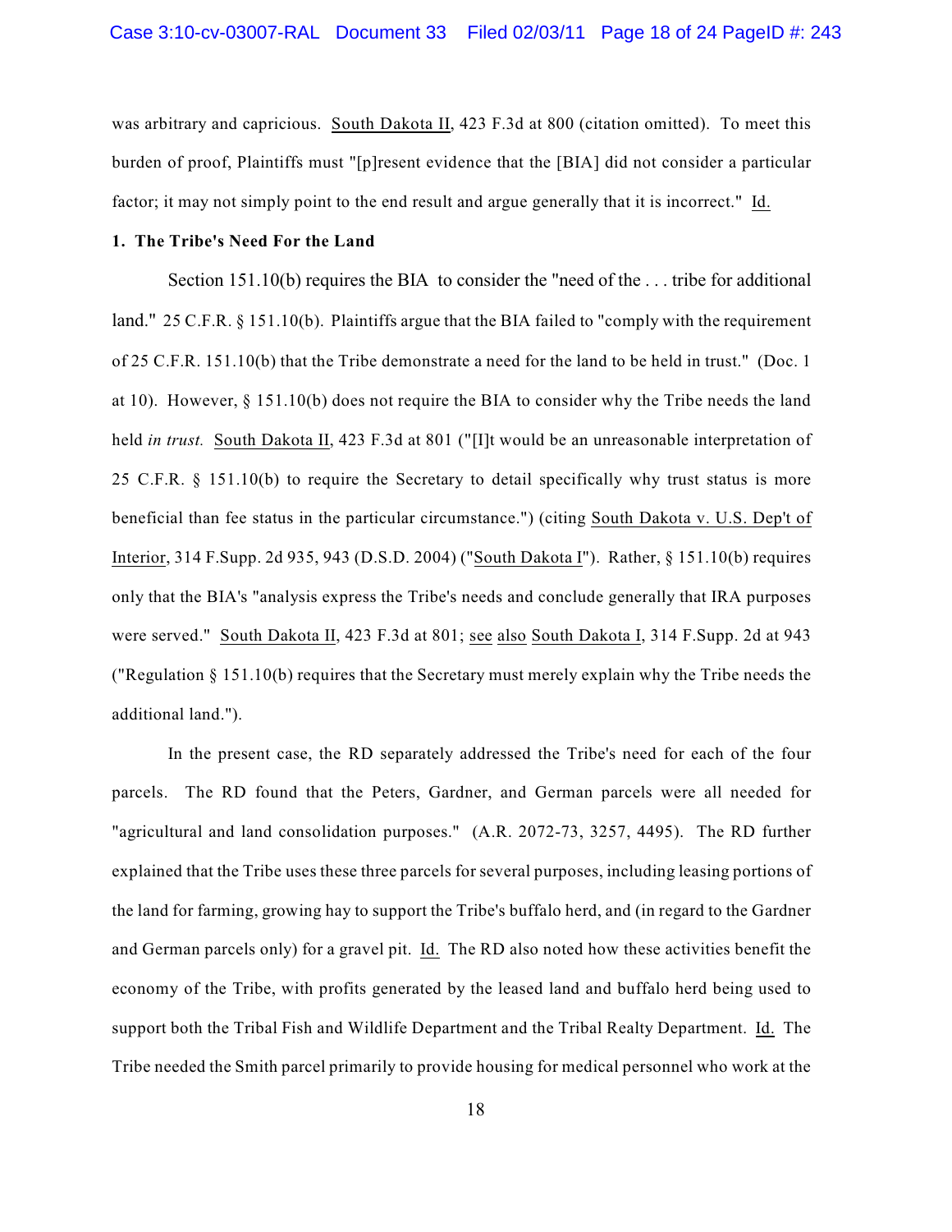was arbitrary and capricious. South Dakota II, 423 F.3d at 800 (citation omitted). To meet this burden of proof, Plaintiffs must "[p]resent evidence that the [BIA] did not consider a particular factor; it may not simply point to the end result and argue generally that it is incorrect." Id.

**1. The Tribe's Need For the Land**

Section 151.10(b) requires the BIA to consider the "need of the . . . tribe for additional land." 25 C.F.R. § 151.10(b). Plaintiffs argue that the BIA failed to "comply with the requirement of 25 C.F.R. 151.10(b) that the Tribe demonstrate a need for the land to be held in trust." (Doc. 1 at 10). However, § 151.10(b) does not require the BIA to consider why the Tribe needs the land held *in trust.* South Dakota II, 423 F.3d at 801 ("[I]t would be an unreasonable interpretation of 25 C.F.R. § 151.10(b) to require the Secretary to detail specifically why trust status is more beneficial than fee status in the particular circumstance.") (citing South Dakota v. U.S. Dep't of Interior, 314 F.Supp. 2d 935, 943 (D.S.D. 2004) ("South Dakota I"). Rather, § 151.10(b) requires only that the BIA's "analysis express the Tribe's needs and conclude generally that IRA purposes were served." South Dakota II, 423 F.3d at 801; see also South Dakota I, 314 F.Supp. 2d at 943 ("Regulation § 151.10(b) requires that the Secretary must merely explain why the Tribe needs the additional land.").

In the present case, the RD separately addressed the Tribe's need for each of the four parcels. The RD found that the Peters, Gardner, and German parcels were all needed for "agricultural and land consolidation purposes." (A.R. 2072-73, 3257, 4495). The RD further explained that the Tribe uses these three parcels for several purposes, including leasing portions of the land for farming, growing hay to support the Tribe's buffalo herd, and (in regard to the Gardner and German parcels only) for a gravel pit. Id. The RD also noted how these activities benefit the economy of the Tribe, with profits generated by the leased land and buffalo herd being used to support both the Tribal Fish and Wildlife Department and the Tribal Realty Department. Id. The Tribe needed the Smith parcel primarily to provide housing for medical personnel who work at the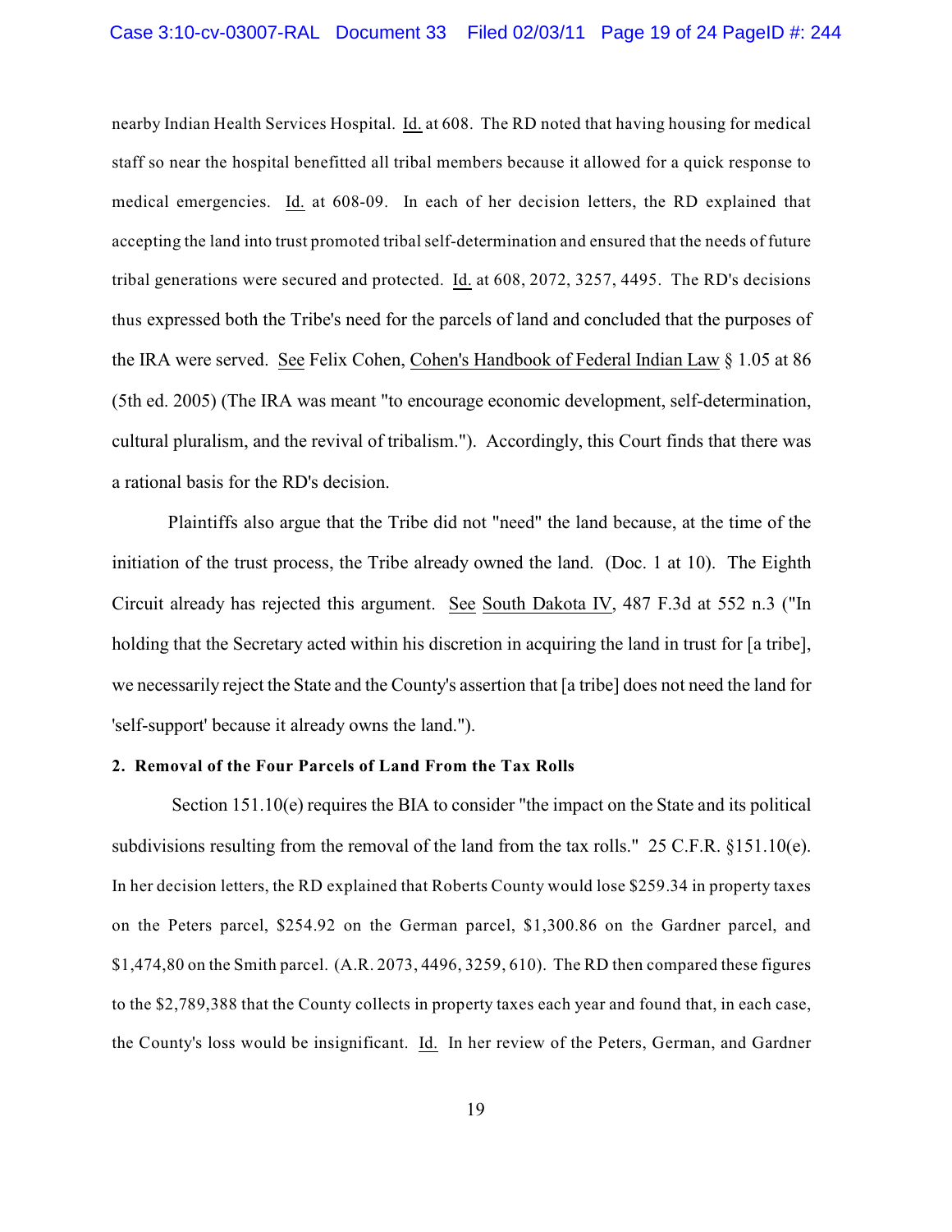nearby Indian Health Services Hospital. Id. at 608. The RD noted that having housing for medical staff so near the hospital benefitted all tribal members because it allowed for a quick response to medical emergencies. Id. at 608-09. In each of her decision letters, the RD explained that accepting the land into trust promoted tribal self-determination and ensured that the needs of future tribal generations were secured and protected. Id. at 608, 2072, 3257, 4495. The RD's decisions thus expressed both the Tribe's need for the parcels of land and concluded that the purposes of the IRA were served. See Felix Cohen, Cohen's Handbook of Federal Indian Law § 1.05 at 86 (5th ed. 2005) (The IRA was meant "to encourage economic development, self-determination, cultural pluralism, and the revival of tribalism."). Accordingly, this Court finds that there was a rational basis for the RD's decision.

Plaintiffs also argue that the Tribe did not "need" the land because, at the time of the initiation of the trust process, the Tribe already owned the land. (Doc. 1 at 10). The Eighth Circuit already has rejected this argument. See South Dakota IV, 487 F.3d at 552 n.3 ("In holding that the Secretary acted within his discretion in acquiring the land in trust for [a tribe], we necessarily reject the State and the County's assertion that [a tribe] does not need the land for 'self-support' because it already owns the land.").

**2. Removal of the Four Parcels of Land From the Tax Rolls**

Section 151.10(e) requires the BIA to consider "the impact on the State and its political subdivisions resulting from the removal of the land from the tax rolls." 25 C.F.R. §151.10(e). In her decision letters, the RD explained that Roberts County would lose $259.34 in property taxes on the Peters parcel, $254.92 on the German parcel, $1,300.86 on the Gardner parcel, and $1,474,80 on the Smith parcel. (A.R. 2073, 4496, 3259, 610). The RD then compared these figures to the $2,789,388 that the County collects in property taxes each year and found that, in each case, the County's loss would be insignificant. Id. In her review of the Peters, German, and Gardner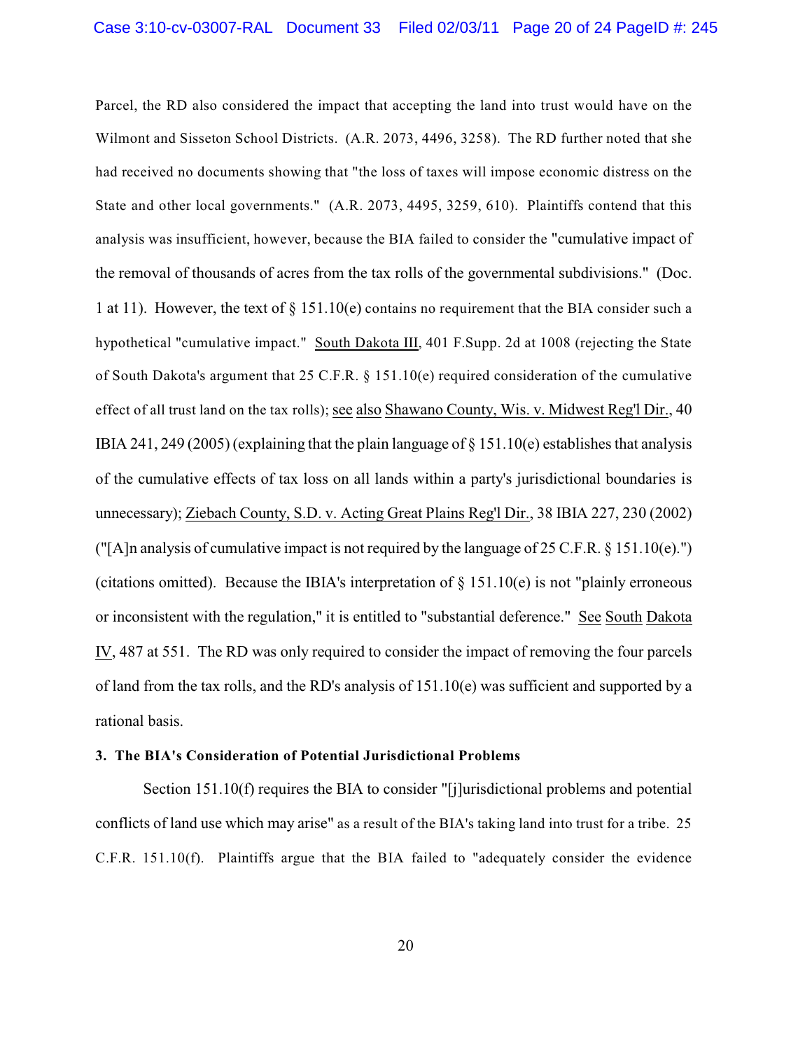Parcel, the RD also considered the impact that accepting the land into trust would have on the Wilmont and Sisseton School Districts. (A.R. 2073, 4496, 3258). The RD further noted that she had received no documents showing that "the loss of taxes will impose economic distress on the State and other local governments." (A.R. 2073, 4495, 3259, 610). Plaintiffs contend that this analysis was insufficient, however, because the BIA failed to consider the "cumulative impact of the removal of thousands of acres from the tax rolls of the governmental subdivisions." (Doc. 1 at 11). However, the text of § 151.10(e) contains no requirement that the BIA consider such a hypothetical "cumulative impact." South Dakota III, 401 F.Supp. 2d at 1008 (rejecting the State of South Dakota's argument that 25 C.F.R. § 151.10(e) required consideration of the cumulative effect of all trust land on the tax rolls); see also Shawano County, Wis. v. Midwest Reg'l Dir., 40 IBIA 241, 249 (2005) (explaining that the plain language of § 151.10(e) establishes that analysis of the cumulative effects of tax loss on all lands within a party's jurisdictional boundaries is unnecessary); Ziebach County, S.D. v. Acting Great Plains Reg'l Dir., 38 IBIA 227, 230 (2002) ("[A]n analysis of cumulative impact is not required by the language of 25 C.F.R. § 151.10(e).") (citations omitted). Because the IBIA's interpretation of § 151.10(e) is not "plainly erroneous or inconsistent with the regulation," it is entitled to "substantial deference." See South Dakota IV, 487 at 551. The RD was only required to consider the impact of removing the four parcels of land from the tax rolls, and the RD's analysis of 151.10(e) was sufficient and supported by a rational basis.

**3. The BIA's Consideration of Potential Jurisdictional Problems**

Section 151.10(f) requires the BIA to consider "[j]urisdictional problems and potential conflicts of land use which may arise" as a result of the BIA's taking land into trust for a tribe. 25 C.F.R. 151.10(f). Plaintiffs argue that the BIA failed to "adequately consider the evidence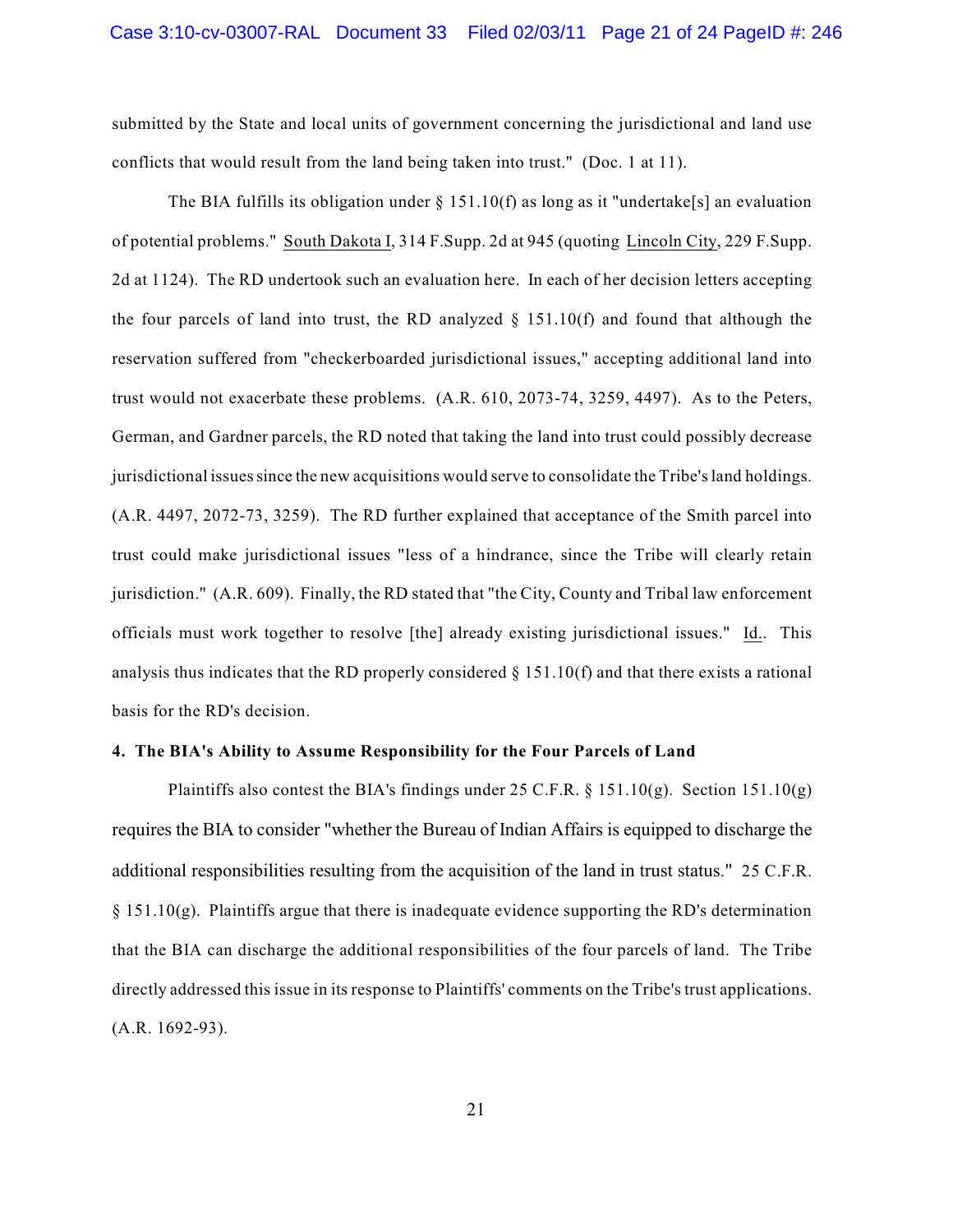submitted by the State and local units of government concerning the jurisdictional and land use conflicts that would result from the land being taken into trust." (Doc. 1 at 11).

The BIA fulfills its obligation under § 151.10(f) as long as it "undertake[s] an evaluation of potential problems." South Dakota I, 314 F.Supp. 2d at 945 (quoting Lincoln City, 229 F.Supp. 2d at 1124). The RD undertook such an evaluation here. In each of her decision letters accepting the four parcels of land into trust, the RD analyzed § 151.10(f) and found that although the reservation suffered from "checkerboarded jurisdictional issues," accepting additional land into trust would not exacerbate these problems. (A.R. 610, 2073-74, 3259, 4497). As to the Peters, German, and Gardner parcels, the RD noted that taking the land into trust could possibly decrease jurisdictional issues since the new acquisitions would serve to consolidate the Tribe's land holdings. (A.R. 4497, 2072-73, 3259). The RD further explained that acceptance of the Smith parcel into trust could make jurisdictional issues "less of a hindrance, since the Tribe will clearly retain jurisdiction." (A.R. 609). Finally, the RD stated that "the City, County and Tribal law enforcement officials must work together to resolve [the] already existing jurisdictional issues." Id.. This analysis thus indicates that the RD properly considered § 151.10(f) and that there exists a rational basis for the RD's decision.

**4. The BIA's Ability to Assume Responsibility for the Four Parcels of Land**

Plaintiffs also contest the BIA's findings under 25 C.F.R. § 151.10(g). Section 151.10(g) requires the BIA to consider "whether the Bureau of Indian Affairs is equipped to discharge the additional responsibilities resulting from the acquisition of the land in trust status." 25 C.F.R. § 151.10(g). Plaintiffs argue that there is inadequate evidence supporting the RD's determination that the BIA can discharge the additional responsibilities of the four parcels of land. The Tribe directly addressed this issue in its response to Plaintiffs' comments on the Tribe's trust applications. (A.R. 1692-93).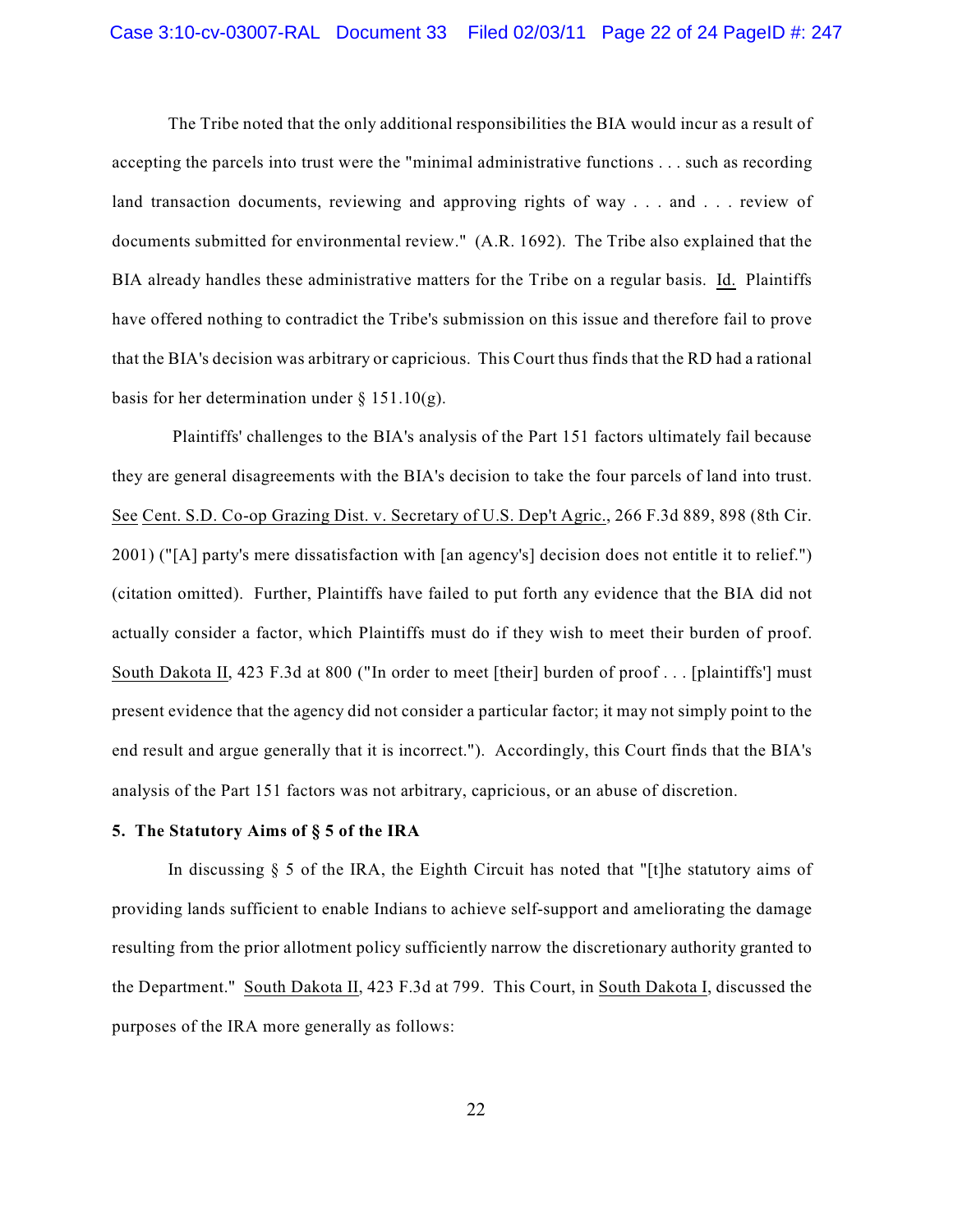The Tribe noted that the only additional responsibilities the BIA would incur as a result of accepting the parcels into trust were the "minimal administrative functions . . . such as recording land transaction documents, reviewing and approving rights of way . . . and . . . review of documents submitted for environmental review." (A.R. 1692). The Tribe also explained that the BIA already handles these administrative matters for the Tribe on a regular basis. Id. Plaintiffs have offered nothing to contradict the Tribe's submission on this issue and therefore fail to prove that the BIA's decision was arbitrary or capricious. This Court thus finds that the RD had a rational basis for her determination under § 151.10(g).

Plaintiffs' challenges to the BIA's analysis of the Part 151 factors ultimately fail because they are general disagreements with the BIA's decision to take the four parcels of land into trust. See Cent. S.D. Co-op Grazing Dist. v. Secretary of U.S. Dep't Agric., 266 F.3d 889, 898 (8th Cir. 2001) ("[A] party's mere dissatisfaction with [an agency's] decision does not entitle it to relief.") (citation omitted). Further, Plaintiffs have failed to put forth any evidence that the BIA did not actually consider a factor, which Plaintiffs must do if they wish to meet their burden of proof. South Dakota II, 423 F.3d at 800 ("In order to meet [their] burden of proof . . . [plaintiffs'] must present evidence that the agency did not consider a particular factor; it may not simply point to the end result and argue generally that it is incorrect."). Accordingly, this Court finds that the BIA's analysis of the Part 151 factors was not arbitrary, capricious, or an abuse of discretion.

**5. The Statutory Aims of § 5 of the IRA**

In discussing § 5 of the IRA, the Eighth Circuit has noted that "[t]he statutory aims of providing lands sufficient to enable Indians to achieve self-support and ameliorating the damage resulting from the prior allotment policy sufficiently narrow the discretionary authority granted to the Department." South Dakota II, 423 F.3d at 799. This Court, in South Dakota I, discussed the purposes of the IRA more generally as follows: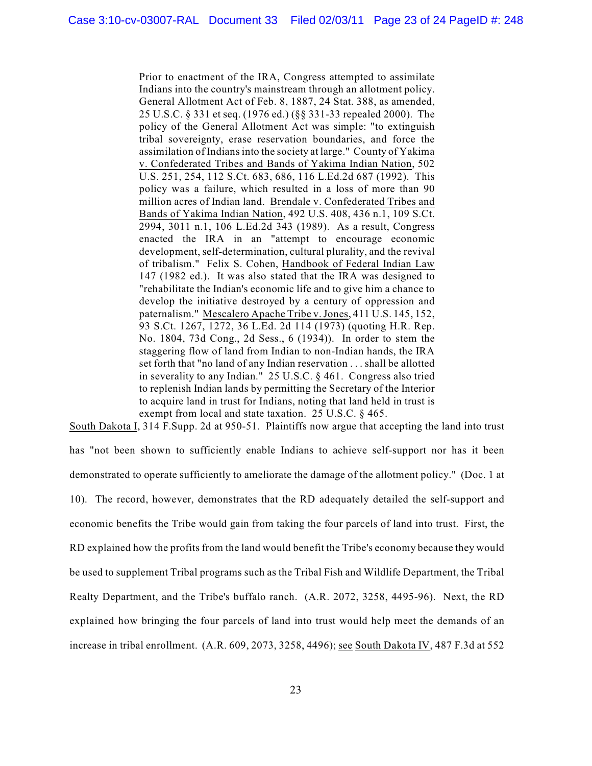> Prior to enactment of the IRA, Congress attempted to assimilate Indians into the country's mainstream through an allotment policy. General Allotment Act of Feb. 8, 1887, 24 Stat. 388, as amended, 25 U.S.C. § 331 et seq. (1976 ed.) (§§ 331-33 repealed 2000). The policy of the General Allotment Act was simple: "to extinguish tribal sovereignty, erase reservation boundaries, and force the assimilation of Indians into the society at large." County of Yakima v. Confederated Tribes and Bands of Yakima Indian Nation, 502 U.S. 251, 254, 112 S.Ct. 683, 686, 116 L.Ed.2d 687 (1992). This policy was a failure, which resulted in a loss of more than 90 million acres of Indian land. Brendale v. Confederated Tribes and Bands of Yakima Indian Nation, 492 U.S. 408, 436 n.1, 109 S.Ct. 2994, 3011 n.1, 106 L.Ed.2d 343 (1989). As a result, Congress enacted the IRA in an "attempt to encourage economic development, self-determination, cultural plurality, and the revival of tribalism." Felix S. Cohen, Handbook of Federal Indian Law 147 (1982 ed.). It was also stated that the IRA was designed to "rehabilitate the Indian's economic life and to give him a chance to develop the initiative destroyed by a century of oppression and paternalism." Mescalero Apache Tribe v. Jones, 411 U.S. 145, 152, 93 S.Ct. 1267, 1272, 36 L.Ed. 2d 114 (1973) (quoting H.R. Rep. No. 1804, 73d Cong., 2d Sess., 6 (1934)). In order to stem the staggering flow of land from Indian to non-Indian hands, the IRA set forth that "no land of any Indian reservation . . . shall be allotted in severality to any Indian." 25 U.S.C. § 461. Congress also tried to replenish Indian lands by permitting the Secretary of the Interior to acquire land in trust for Indians, noting that land held in trust is exempt from local and state taxation. 25 U.S.C. § 465.

South Dakota I, 314 F.Supp. 2d at 950-51. Plaintiffs now argue that accepting the land into trust has "not been shown to sufficiently enable Indians to achieve self-support nor has it been demonstrated to operate sufficiently to ameliorate the damage of the allotment policy." (Doc. 1 at 10). The record, however, demonstrates that the RD adequately detailed the self-support and economic benefits the Tribe would gain from taking the four parcels of land into trust. First, the RD explained how the profits from the land would benefit the Tribe's economy because they would be used to supplement Tribal programs such as the Tribal Fish and Wildlife Department, the Tribal Realty Department, and the Tribe's buffalo ranch. (A.R. 2072, 3258, 4495-96). Next, the RD explained how bringing the four parcels of land into trust would help meet the demands of an increase in tribal enrollment. (A.R. 609, 2073, 3258, 4496); see South Dakota IV, 487 F.3d at 552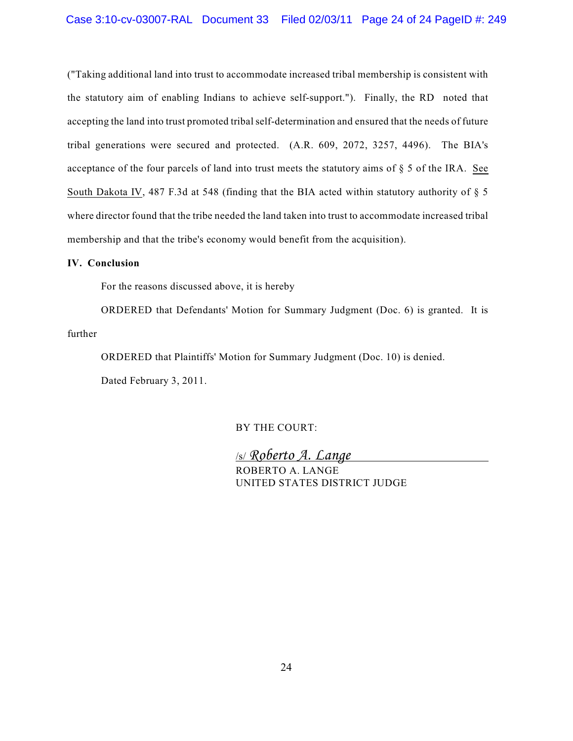("Taking additional land into trust to accommodate increased tribal membership is consistent with the statutory aim of enabling Indians to achieve self-support."). Finally, the RD noted that accepting the land into trust promoted tribal self-determination and ensured that the needs of future tribal generations were secured and protected. (A.R. 609, 2072, 3257, 4496). The BIA's acceptance of the four parcels of land into trust meets the statutory aims of § 5 of the IRA. See South Dakota IV, 487 F.3d at 548 (finding that the BIA acted within statutory authority of § 5 where director found that the tribe needed the land taken into trust to accommodate increased tribal membership and that the tribe's economy would benefit from the acquisition).

**IV. Conclusion**

For the reasons discussed above, it is hereby

ORDERED that Defendants' Motion for Summary Judgment (Doc. 6) is granted. It is further

ORDERED that Plaintiffs' Motion for Summary Judgment (Doc. 10) is denied.

Dated February 3, 2011.

BY THE COURT:

/s/ *Roberto A. Lange*
ROBERTO A. LANGE
UNITED STATES DISTRICT JUDGE